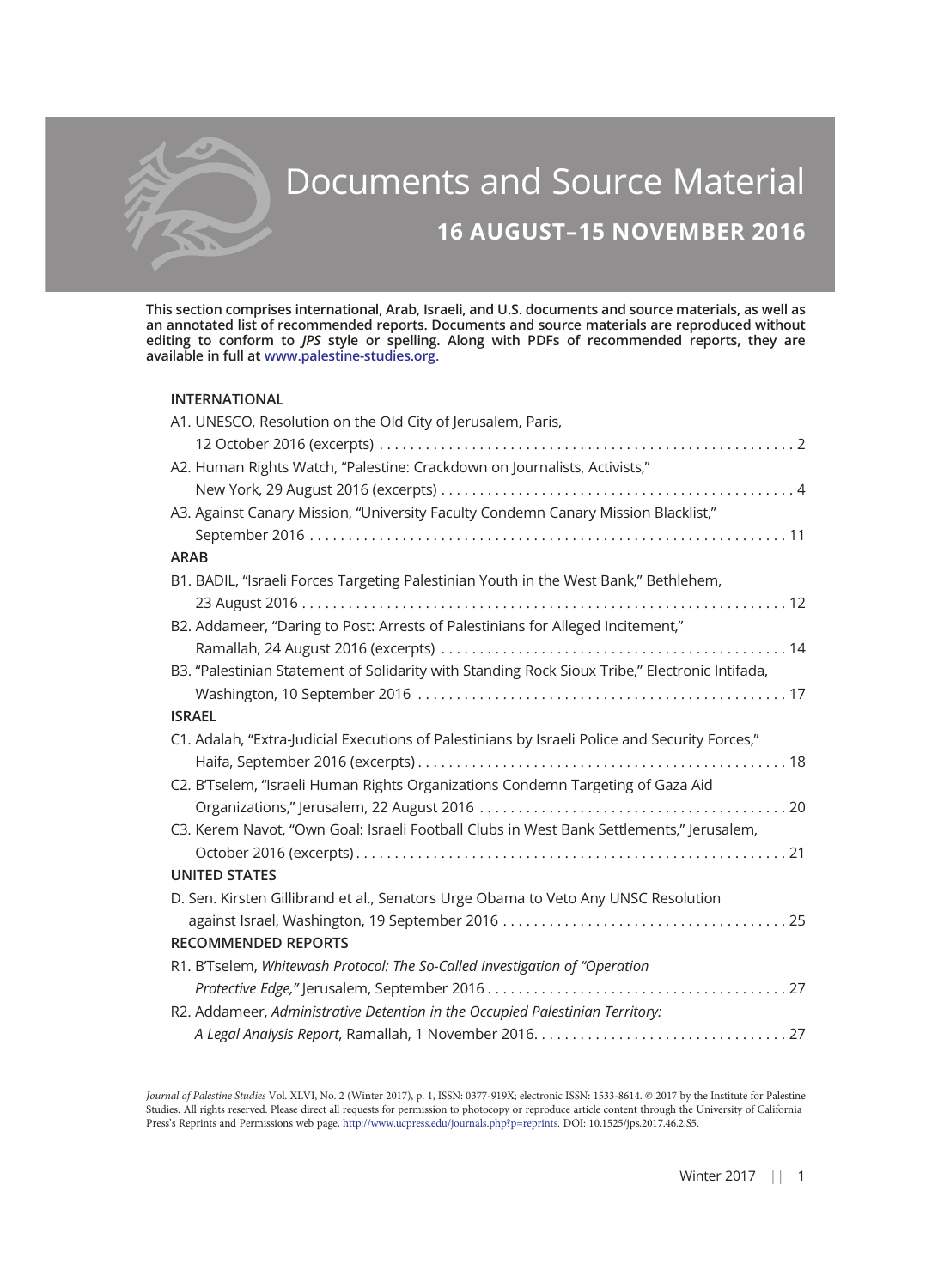# Documents and Source Material

## 16 AUGUST–15 NOVEMBER 2016

**This section comprises international, Arab, Israeli, and U.S. documents and source materials, as well as an annotated list of recommended reports. Documents and source materials are reproduced without editing to conform to *JPS* style or spelling. Along with PDFs of recommended reports, they are available in full at www.palestine-studies.org.**

**INTERNATIONAL**

A1. UNESCO, Resolution on the Old City of Jerusalem, Paris, 12 October 2016 (excerpts) . . . . . 2

A2. Human Rights Watch, "Palestine: Crackdown on Journalists, Activists," New York, 29 August 2016 (excerpts) . . . . . 4

A3. Against Canary Mission, "University Faculty Condemn Canary Mission Blacklist," September 2016 . . . . . 11

**ARAB**

B1. BADIL, "Israeli Forces Targeting Palestinian Youth in the West Bank," Bethlehem, 23 August 2016 . . . . . 12

B2. Addameer, "Daring to Post: Arrests of Palestinians for Alleged Incitement," Ramallah, 24 August 2016 (excerpts) . . . . . 14

B3. "Palestinian Statement of Solidarity with Standing Rock Sioux Tribe," Electronic Intifada, Washington, 10 September 2016 . . . . . 17

**ISRAEL**

C1. Adalah, "Extra-Judicial Executions of Palestinians by Israeli Police and Security Forces," Haifa, September 2016 (excerpts) . . . . . 18

C2. B'Tselem, "Israeli Human Rights Organizations Condemn Targeting of Gaza Aid Organizations," Jerusalem, 22 August 2016 . . . . . 20

C3. Kerem Navot, "Own Goal: Israeli Football Clubs in West Bank Settlements," Jerusalem, October 2016 (excerpts) . . . . . 21

**UNITED STATES**

D. Sen. Kirsten Gillibrand et al., Senators Urge Obama to Veto Any UNSC Resolution against Israel, Washington, 19 September 2016 . . . . . 25

**RECOMMENDED REPORTS**

R1. B'Tselem, *Whitewash Protocol: The So-Called Investigation of "Operation Protective Edge,"* Jerusalem, September 2016 . . . . . 27

R2. Addameer, *Administrative Detention in the Occupied Palestinian Territory: A Legal Analysis Report*, Ramallah, 1 November 2016 . . . . . 27

*Journal of Palestine Studies* Vol. XLVI, No. 2 (Winter 2017), p. 1, ISSN: 0377-919X; electronic ISSN: 1533-8614. © 2017 by the Institute for Palestine Studies. All rights reserved. Please direct all requests for permission to photocopy or reproduce article content through the University of California Press's Reprints and Permissions web page, http://www.ucpress.edu/journals.php?p=reprints. DOI: 10.1525/jps.2017.46.2.S5.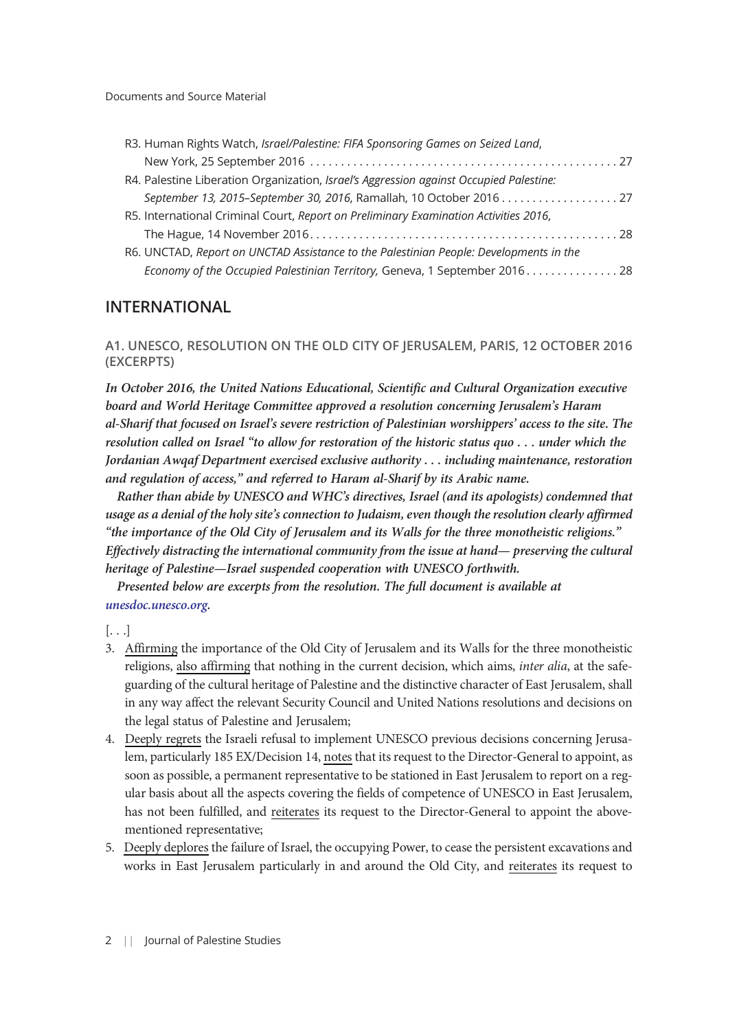R3. Human Rights Watch, *Israel/Palestine: FIFA Sponsoring Games on Seized Land*, New York, 25 September 2016 . . . . . . . . . . . . . . . . . . . . . . . . . . . . . . . . . . . . . . . . . . . . . . . . 27

R4. Palestine Liberation Organization, *Israel's Aggression against Occupied Palestine: September 13, 2015–September 30, 2016*, Ramallah, 10 October 2016 . . . . . . . . . . . . . . . . . . . 27

R5. International Criminal Court, *Report on Preliminary Examination Activities 2016*, The Hague, 14 November 2016. . . . . . . . . . . . . . . . . . . . . . . . . . . . . . . . . . . . . . . . . . . . . . . . . 28

R6. UNCTAD, *Report on UNCTAD Assistance to the Palestinian People: Developments in the Economy of the Occupied Palestinian Territory,* Geneva, 1 September 2016 . . . . . . . . . . . . . . . 28

## INTERNATIONAL

### A1. UNESCO, RESOLUTION ON THE OLD CITY OF JERUSALEM, PARIS, 12 OCTOBER 2016 (EXCERPTS)

***In October 2016, the United Nations Educational, Scientific and Cultural Organization executive board and World Heritage Committee approved a resolution concerning Jerusalem's Haram al-Sharif that focused on Israel's severe restriction of Palestinian worshippers' access to the site. The resolution called on Israel "to allow for restoration of the historic status quo . . . under which the Jordanian Awqaf Department exercised exclusive authority . . . including maintenance, restoration and regulation of access," and referred to Haram al-Sharif by its Arabic name.***

***Rather than abide by UNESCO and WHC's directives, Israel (and its apologists) condemned that usage as a denial of the holy site's connection to Judaism, even though the resolution clearly affirmed "the importance of the Old City of Jerusalem and its Walls for the three monotheistic religions." Effectively distracting the international community from the issue at hand— preserving the cultural heritage of Palestine—Israel suspended cooperation with UNESCO forthwith.***

***Presented below are excerpts from the resolution. The full document is available at unesdoc.unesco.org.***

[. . .]

3. Affirming the importance of the Old City of Jerusalem and its Walls for the three monotheistic religions, also affirming that nothing in the current decision, which aims, *inter alia*, at the safeguarding of the cultural heritage of Palestine and the distinctive character of East Jerusalem, shall in any way affect the relevant Security Council and United Nations resolutions and decisions on the legal status of Palestine and Jerusalem;
4. Deeply regrets the Israeli refusal to implement UNESCO previous decisions concerning Jerusalem, particularly 185 EX/Decision 14, notes that its request to the Director-General to appoint, as soon as possible, a permanent representative to be stationed in East Jerusalem to report on a regular basis about all the aspects covering the fields of competence of UNESCO in East Jerusalem, has not been fulfilled, and reiterates its request to the Director-General to appoint the above-mentioned representative;
5. Deeply deplores the failure of Israel, the occupying Power, to cease the persistent excavations and works in East Jerusalem particularly in and around the Old City, and reiterates its request to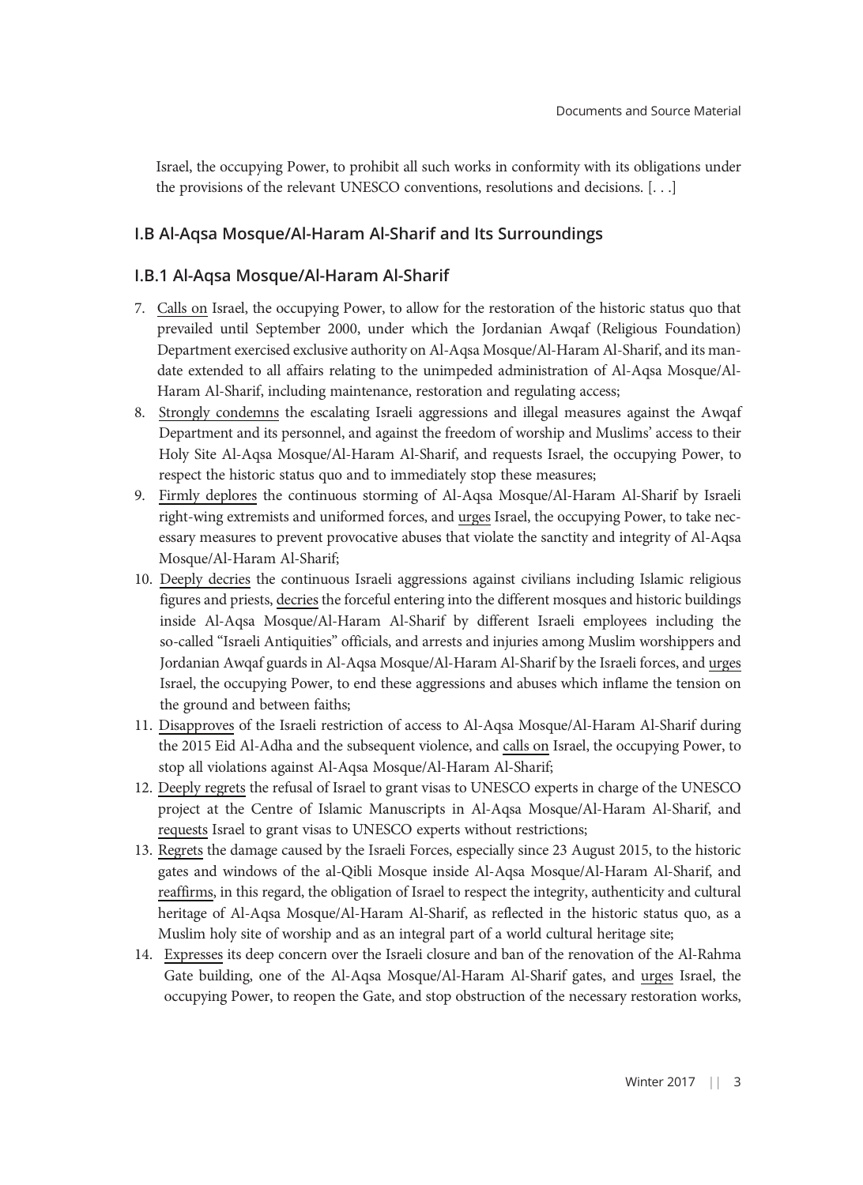Israel, the occupying Power, to prohibit all such works in conformity with its obligations under the provisions of the relevant UNESCO conventions, resolutions and decisions. [. . .]

## I.B Al-Aqsa Mosque/Al-Haram Al-Sharif and Its Surroundings

### I.B.1 Al-Aqsa Mosque/Al-Haram Al-Sharif

7. Calls on Israel, the occupying Power, to allow for the restoration of the historic status quo that prevailed until September 2000, under which the Jordanian Awqaf (Religious Foundation) Department exercised exclusive authority on Al-Aqsa Mosque/Al-Haram Al-Sharif, and its mandate extended to all affairs relating to the unimpeded administration of Al-Aqsa Mosque/Al-Haram Al-Sharif, including maintenance, restoration and regulating access;
8. Strongly condemns the escalating Israeli aggressions and illegal measures against the Awqaf Department and its personnel, and against the freedom of worship and Muslims' access to their Holy Site Al-Aqsa Mosque/Al-Haram Al-Sharif, and requests Israel, the occupying Power, to respect the historic status quo and to immediately stop these measures;
9. Firmly deplores the continuous storming of Al-Aqsa Mosque/Al-Haram Al-Sharif by Israeli right-wing extremists and uniformed forces, and urges Israel, the occupying Power, to take necessary measures to prevent provocative abuses that violate the sanctity and integrity of Al-Aqsa Mosque/Al-Haram Al-Sharif;
10. Deeply decries the continuous Israeli aggressions against civilians including Islamic religious figures and priests, decries the forceful entering into the different mosques and historic buildings inside Al-Aqsa Mosque/Al-Haram Al-Sharif by different Israeli employees including the so-called "Israeli Antiquities" officials, and arrests and injuries among Muslim worshippers and Jordanian Awqaf guards in Al-Aqsa Mosque/Al-Haram Al-Sharif by the Israeli forces, and urges Israel, the occupying Power, to end these aggressions and abuses which inflame the tension on the ground and between faiths;
11. Disapproves of the Israeli restriction of access to Al-Aqsa Mosque/Al-Haram Al-Sharif during the 2015 Eid Al-Adha and the subsequent violence, and calls on Israel, the occupying Power, to stop all violations against Al-Aqsa Mosque/Al-Haram Al-Sharif;
12. Deeply regrets the refusal of Israel to grant visas to UNESCO experts in charge of the UNESCO project at the Centre of Islamic Manuscripts in Al-Aqsa Mosque/Al-Haram Al-Sharif, and requests Israel to grant visas to UNESCO experts without restrictions;
13. Regrets the damage caused by the Israeli Forces, especially since 23 August 2015, to the historic gates and windows of the al-Qibli Mosque inside Al-Aqsa Mosque/Al-Haram Al-Sharif, and reaffirms, in this regard, the obligation of Israel to respect the integrity, authenticity and cultural heritage of Al-Aqsa Mosque/Al-Haram Al-Sharif, as reflected in the historic status quo, as a Muslim holy site of worship and as an integral part of a world cultural heritage site;
14. Expresses its deep concern over the Israeli closure and ban of the renovation of the Al-Rahma Gate building, one of the Al-Aqsa Mosque/Al-Haram Al-Sharif gates, and urges Israel, the occupying Power, to reopen the Gate, and stop obstruction of the necessary restoration works,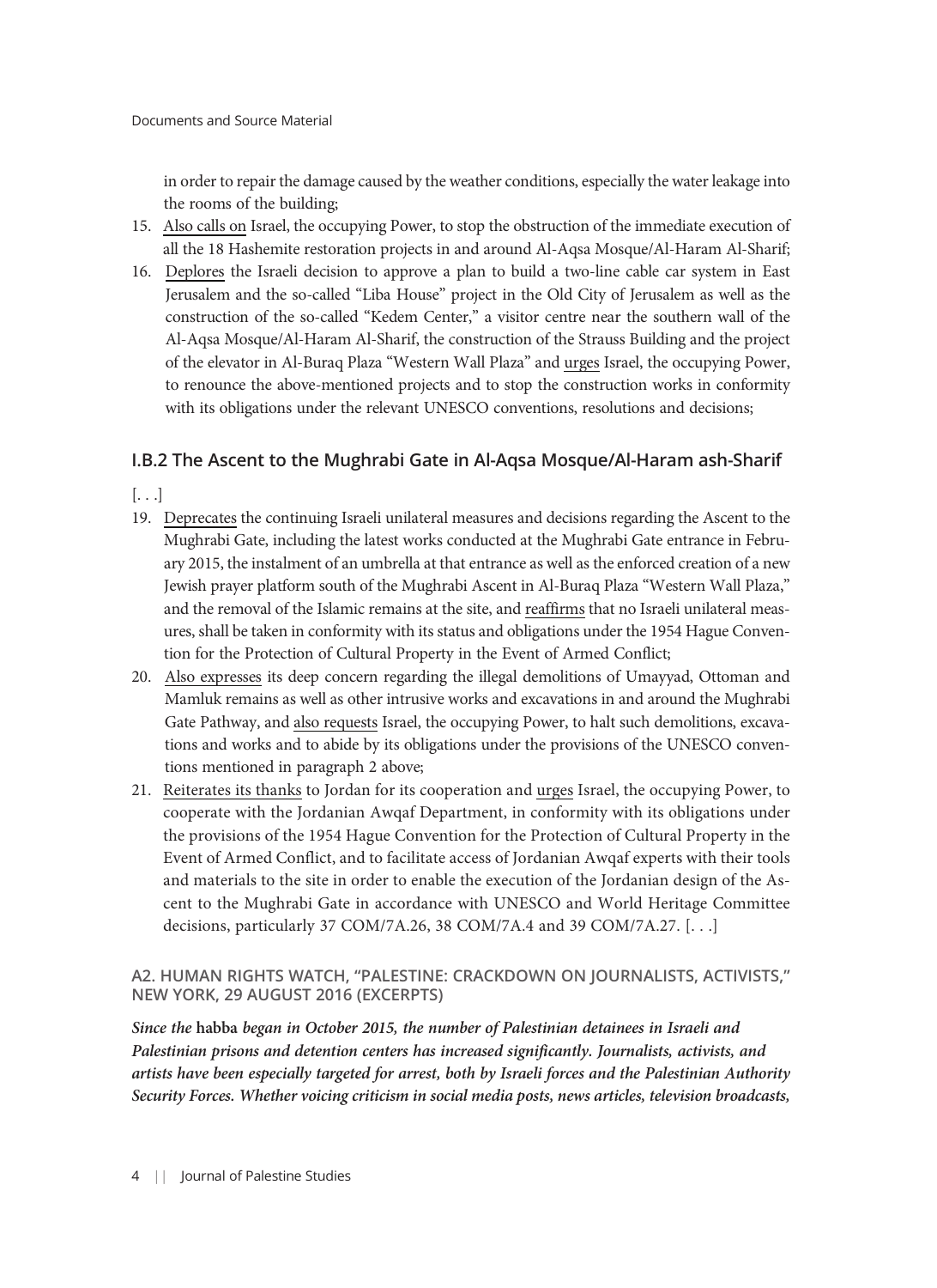in order to repair the damage caused by the weather conditions, especially the water leakage into the rooms of the building;

15. Also calls on Israel, the occupying Power, to stop the obstruction of the immediate execution of all the 18 Hashemite restoration projects in and around Al-Aqsa Mosque/Al-Haram Al-Sharif;
16. Deplores the Israeli decision to approve a plan to build a two-line cable car system in East Jerusalem and the so-called "Liba House" project in the Old City of Jerusalem as well as the construction of the so-called "Kedem Center," a visitor centre near the southern wall of the Al-Aqsa Mosque/Al-Haram Al-Sharif, the construction of the Strauss Building and the project of the elevator in Al-Buraq Plaza "Western Wall Plaza" and urges Israel, the occupying Power, to renounce the above-mentioned projects and to stop the construction works in conformity with its obligations under the relevant UNESCO conventions, resolutions and decisions;

### I.B.2 The Ascent to the Mughrabi Gate in Al-Aqsa Mosque/Al-Haram ash-Sharif

[. . .]

19. Deprecates the continuing Israeli unilateral measures and decisions regarding the Ascent to the Mughrabi Gate, including the latest works conducted at the Mughrabi Gate entrance in February 2015, the instalment of an umbrella at that entrance as well as the enforced creation of a new Jewish prayer platform south of the Mughrabi Ascent in Al-Buraq Plaza "Western Wall Plaza," and the removal of the Islamic remains at the site, and reaffirms that no Israeli unilateral measures, shall be taken in conformity with its status and obligations under the 1954 Hague Convention for the Protection of Cultural Property in the Event of Armed Conflict;
20. Also expresses its deep concern regarding the illegal demolitions of Umayyad, Ottoman and Mamluk remains as well as other intrusive works and excavations in and around the Mughrabi Gate Pathway, and also requests Israel, the occupying Power, to halt such demolitions, excavations and works and to abide by its obligations under the provisions of the UNESCO conventions mentioned in paragraph 2 above;
21. Reiterates its thanks to Jordan for its cooperation and urges Israel, the occupying Power, to cooperate with the Jordanian Awqaf Department, in conformity with its obligations under the provisions of the 1954 Hague Convention for the Protection of Cultural Property in the Event of Armed Conflict, and to facilitate access of Jordanian Awqaf experts with their tools and materials to the site in order to enable the execution of the Jordanian design of the Ascent to the Mughrabi Gate in accordance with UNESCO and World Heritage Committee decisions, particularly 37 COM/7A.26, 38 COM/7A.4 and 39 COM/7A.27. [. . .]

#### A2. HUMAN RIGHTS WATCH, "PALESTINE: CRACKDOWN ON JOURNALISTS, ACTIVISTS," NEW YORK, 29 AUGUST 2016 (EXCERPTS)

***Since the* habba *began in October 2015, the number of Palestinian detainees in Israeli and Palestinian prisons and detention centers has increased significantly. Journalists, activists, and artists have been especially targeted for arrest, both by Israeli forces and the Palestinian Authority Security Forces. Whether voicing criticism in social media posts, news articles, television broadcasts,***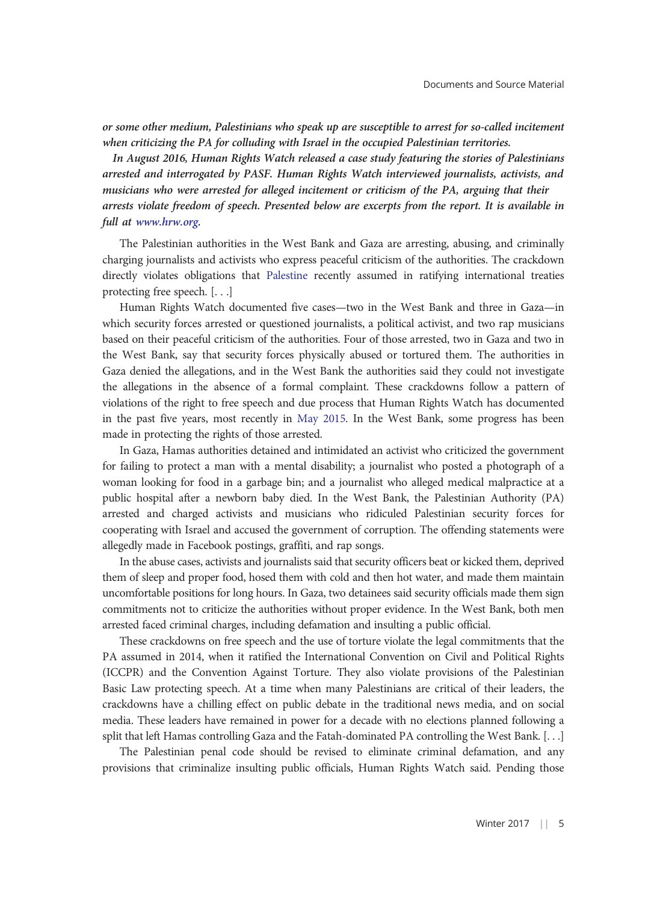*or some other medium, Palestinians who speak up are susceptible to arrest for so-called incitement when criticizing the PA for colluding with Israel in the occupied Palestinian territories.*

*In August 2016, Human Rights Watch released a case study featuring the stories of Palestinians arrested and interrogated by PASF. Human Rights Watch interviewed journalists, activists, and musicians who were arrested for alleged incitement or criticism of the PA, arguing that their arrests violate freedom of speech. Presented below are excerpts from the report. It is available in full at www.hrw.org.*

The Palestinian authorities in the West Bank and Gaza are arresting, abusing, and criminally charging journalists and activists who express peaceful criticism of the authorities. The crackdown directly violates obligations that Palestine recently assumed in ratifying international treaties protecting free speech. [. . .]

Human Rights Watch documented five cases—two in the West Bank and three in Gaza—in which security forces arrested or questioned journalists, a political activist, and two rap musicians based on their peaceful criticism of the authorities. Four of those arrested, two in Gaza and two in the West Bank, say that security forces physically abused or tortured them. The authorities in Gaza denied the allegations, and in the West Bank the authorities said they could not investigate the allegations in the absence of a formal complaint. These crackdowns follow a pattern of violations of the right to free speech and due process that Human Rights Watch has documented in the past five years, most recently in May 2015. In the West Bank, some progress has been made in protecting the rights of those arrested.

In Gaza, Hamas authorities detained and intimidated an activist who criticized the government for failing to protect a man with a mental disability; a journalist who posted a photograph of a woman looking for food in a garbage bin; and a journalist who alleged medical malpractice at a public hospital after a newborn baby died. In the West Bank, the Palestinian Authority (PA) arrested and charged activists and musicians who ridiculed Palestinian security forces for cooperating with Israel and accused the government of corruption. The offending statements were allegedly made in Facebook postings, graffiti, and rap songs.

In the abuse cases, activists and journalists said that security officers beat or kicked them, deprived them of sleep and proper food, hosed them with cold and then hot water, and made them maintain uncomfortable positions for long hours. In Gaza, two detainees said security officials made them sign commitments not to criticize the authorities without proper evidence. In the West Bank, both men arrested faced criminal charges, including defamation and insulting a public official.

These crackdowns on free speech and the use of torture violate the legal commitments that the PA assumed in 2014, when it ratified the International Convention on Civil and Political Rights (ICCPR) and the Convention Against Torture. They also violate provisions of the Palestinian Basic Law protecting speech. At a time when many Palestinians are critical of their leaders, the crackdowns have a chilling effect on public debate in the traditional news media, and on social media. These leaders have remained in power for a decade with no elections planned following a split that left Hamas controlling Gaza and the Fatah-dominated PA controlling the West Bank. [. . .]

The Palestinian penal code should be revised to eliminate criminal defamation, and any provisions that criminalize insulting public officials, Human Rights Watch said. Pending those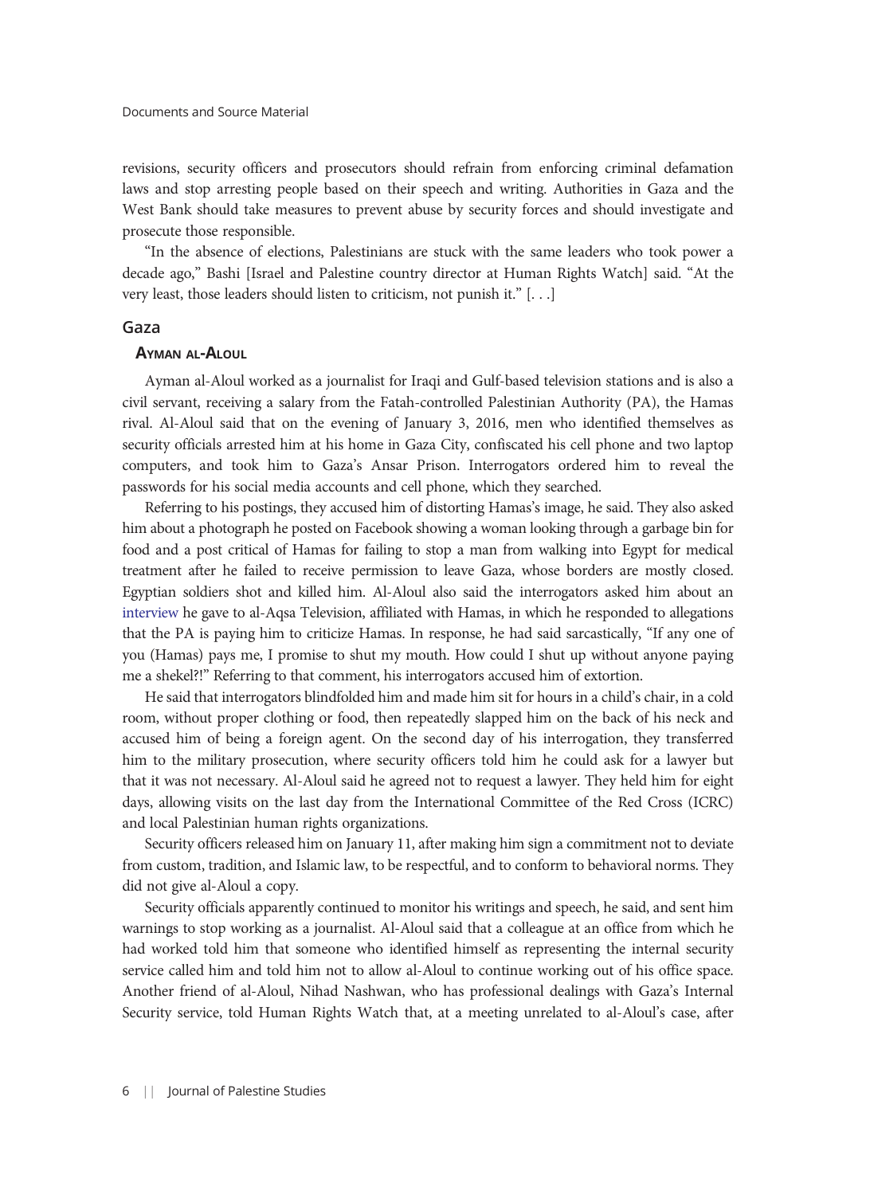revisions, security officers and prosecutors should refrain from enforcing criminal defamation laws and stop arresting people based on their speech and writing. Authorities in Gaza and the West Bank should take measures to prevent abuse by security forces and should investigate and prosecute those responsible.

"In the absence of elections, Palestinians are stuck with the same leaders who took power a decade ago," Bashi [Israel and Palestine country director at Human Rights Watch] said. "At the very least, those leaders should listen to criticism, not punish it." [. . .]

## Gaza

### Ayman al-Aloul

Ayman al-Aloul worked as a journalist for Iraqi and Gulf-based television stations and is also a civil servant, receiving a salary from the Fatah-controlled Palestinian Authority (PA), the Hamas rival. Al-Aloul said that on the evening of January 3, 2016, men who identified themselves as security officials arrested him at his home in Gaza City, confiscated his cell phone and two laptop computers, and took him to Gaza's Ansar Prison. Interrogators ordered him to reveal the passwords for his social media accounts and cell phone, which they searched.

Referring to his postings, they accused him of distorting Hamas's image, he said. They also asked him about a photograph he posted on Facebook showing a woman looking through a garbage bin for food and a post critical of Hamas for failing to stop a man from walking into Egypt for medical treatment after he failed to receive permission to leave Gaza, whose borders are mostly closed. Egyptian soldiers shot and killed him. Al-Aloul also said the interrogators asked him about an interview he gave to al-Aqsa Television, affiliated with Hamas, in which he responded to allegations that the PA is paying him to criticize Hamas. In response, he had said sarcastically, "If any one of you (Hamas) pays me, I promise to shut my mouth. How could I shut up without anyone paying me a shekel?!" Referring to that comment, his interrogators accused him of extortion.

He said that interrogators blindfolded him and made him sit for hours in a child's chair, in a cold room, without proper clothing or food, then repeatedly slapped him on the back of his neck and accused him of being a foreign agent. On the second day of his interrogation, they transferred him to the military prosecution, where security officers told him he could ask for a lawyer but that it was not necessary. Al-Aloul said he agreed not to request a lawyer. They held him for eight days, allowing visits on the last day from the International Committee of the Red Cross (ICRC) and local Palestinian human rights organizations.

Security officers released him on January 11, after making him sign a commitment not to deviate from custom, tradition, and Islamic law, to be respectful, and to conform to behavioral norms. They did not give al-Aloul a copy.

Security officials apparently continued to monitor his writings and speech, he said, and sent him warnings to stop working as a journalist. Al-Aloul said that a colleague at an office from which he had worked told him that someone who identified himself as representing the internal security service called him and told him not to allow al-Aloul to continue working out of his office space. Another friend of al-Aloul, Nihad Nashwan, who has professional dealings with Gaza's Internal Security service, told Human Rights Watch that, at a meeting unrelated to al-Aloul's case, after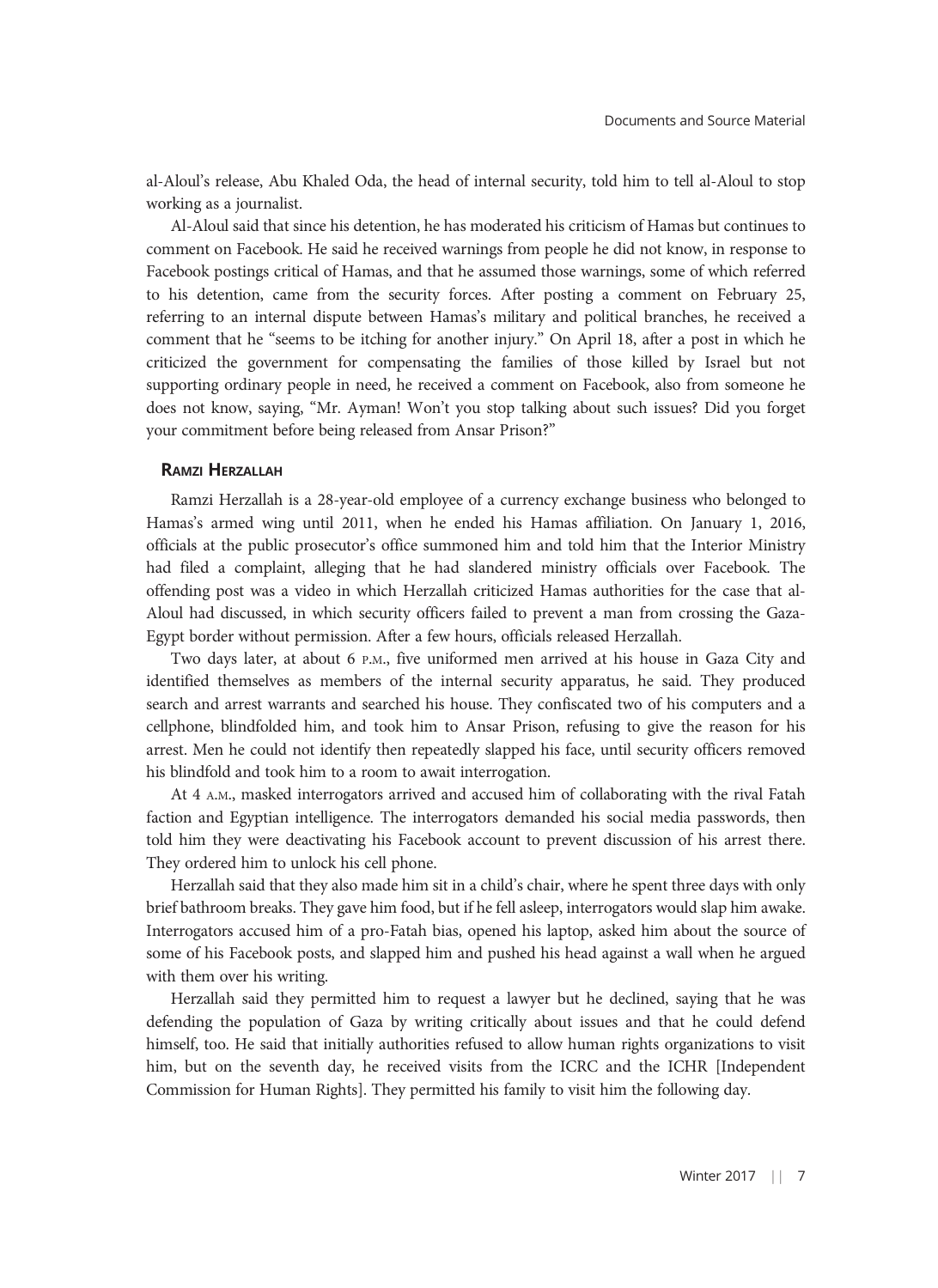al-Aloul's release, Abu Khaled Oda, the head of internal security, told him to tell al-Aloul to stop working as a journalist.

Al-Aloul said that since his detention, he has moderated his criticism of Hamas but continues to comment on Facebook. He said he received warnings from people he did not know, in response to Facebook postings critical of Hamas, and that he assumed those warnings, some of which referred to his detention, came from the security forces. After posting a comment on February 25, referring to an internal dispute between Hamas's military and political branches, he received a comment that he "seems to be itching for another injury." On April 18, after a post in which he criticized the government for compensating the families of those killed by Israel but not supporting ordinary people in need, he received a comment on Facebook, also from someone he does not know, saying, "Mr. Ayman! Won't you stop talking about such issues? Did you forget your commitment before being released from Ansar Prison?"

### Ramzi Herzallah

Ramzi Herzallah is a 28-year-old employee of a currency exchange business who belonged to Hamas's armed wing until 2011, when he ended his Hamas affiliation. On January 1, 2016, officials at the public prosecutor's office summoned him and told him that the Interior Ministry had filed a complaint, alleging that he had slandered ministry officials over Facebook. The offending post was a video in which Herzallah criticized Hamas authorities for the case that al-Aloul had discussed, in which security officers failed to prevent a man from crossing the Gaza-Egypt border without permission. After a few hours, officials released Herzallah.

Two days later, at about 6 P.M., five uniformed men arrived at his house in Gaza City and identified themselves as members of the internal security apparatus, he said. They produced search and arrest warrants and searched his house. They confiscated two of his computers and a cellphone, blindfolded him, and took him to Ansar Prison, refusing to give the reason for his arrest. Men he could not identify then repeatedly slapped his face, until security officers removed his blindfold and took him to a room to await interrogation.

At 4 A.M., masked interrogators arrived and accused him of collaborating with the rival Fatah faction and Egyptian intelligence. The interrogators demanded his social media passwords, then told him they were deactivating his Facebook account to prevent discussion of his arrest there. They ordered him to unlock his cell phone.

Herzallah said that they also made him sit in a child's chair, where he spent three days with only brief bathroom breaks. They gave him food, but if he fell asleep, interrogators would slap him awake. Interrogators accused him of a pro-Fatah bias, opened his laptop, asked him about the source of some of his Facebook posts, and slapped him and pushed his head against a wall when he argued with them over his writing.

Herzallah said they permitted him to request a lawyer but he declined, saying that he was defending the population of Gaza by writing critically about issues and that he could defend himself, too. He said that initially authorities refused to allow human rights organizations to visit him, but on the seventh day, he received visits from the ICRC and the ICHR [Independent Commission for Human Rights]. They permitted his family to visit him the following day.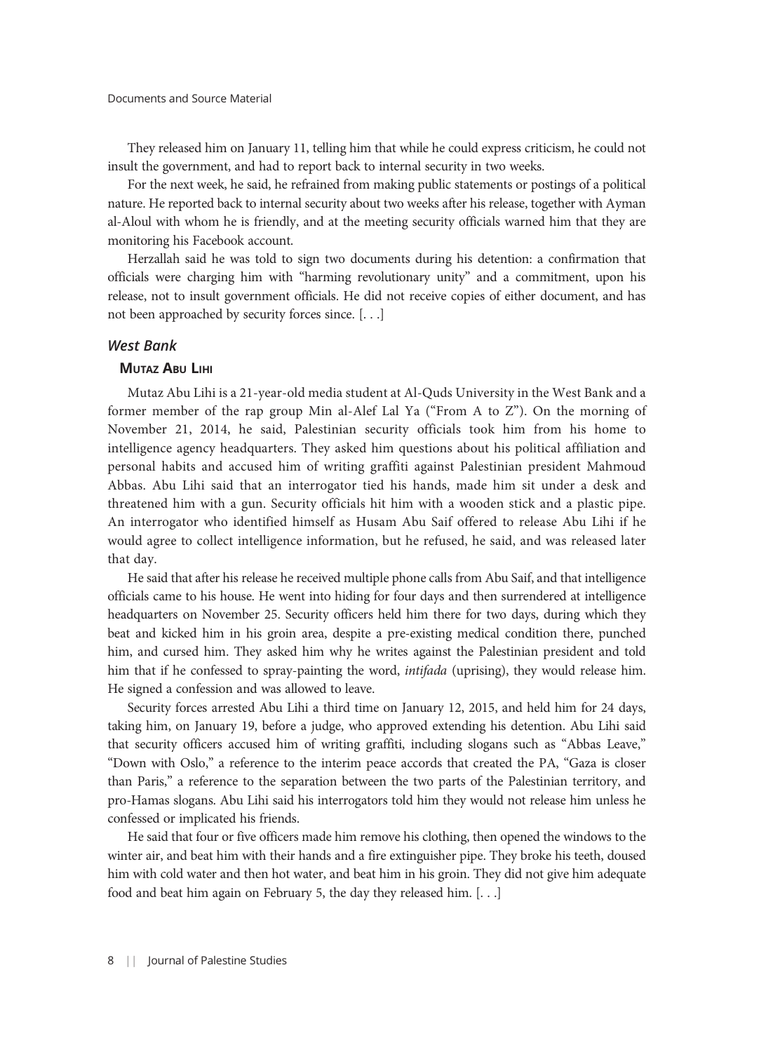They released him on January 11, telling him that while he could express criticism, he could not insult the government, and had to report back to internal security in two weeks.

For the next week, he said, he refrained from making public statements or postings of a political nature. He reported back to internal security about two weeks after his release, together with Ayman al-Aloul with whom he is friendly, and at the meeting security officials warned him that they are monitoring his Facebook account.

Herzallah said he was told to sign two documents during his detention: a confirmation that officials were charging him with "harming revolutionary unity" and a commitment, upon his release, not to insult government officials. He did not receive copies of either document, and has not been approached by security forces since. [. . .]

### *West Bank*

#### Mutaz Abu Lihi

Mutaz Abu Lihi is a 21-year-old media student at Al-Quds University in the West Bank and a former member of the rap group Min al-Alef Lal Ya ("From A to Z"). On the morning of November 21, 2014, he said, Palestinian security officials took him from his home to intelligence agency headquarters. They asked him questions about his political affiliation and personal habits and accused him of writing graffiti against Palestinian president Mahmoud Abbas. Abu Lihi said that an interrogator tied his hands, made him sit under a desk and threatened him with a gun. Security officials hit him with a wooden stick and a plastic pipe. An interrogator who identified himself as Husam Abu Saif offered to release Abu Lihi if he would agree to collect intelligence information, but he refused, he said, and was released later that day.

He said that after his release he received multiple phone calls from Abu Saif, and that intelligence officials came to his house. He went into hiding for four days and then surrendered at intelligence headquarters on November 25. Security officers held him there for two days, during which they beat and kicked him in his groin area, despite a pre-existing medical condition there, punched him, and cursed him. They asked him why he writes against the Palestinian president and told him that if he confessed to spray-painting the word, *intifada* (uprising), they would release him. He signed a confession and was allowed to leave.

Security forces arrested Abu Lihi a third time on January 12, 2015, and held him for 24 days, taking him, on January 19, before a judge, who approved extending his detention. Abu Lihi said that security officers accused him of writing graffiti, including slogans such as "Abbas Leave," "Down with Oslo," a reference to the interim peace accords that created the PA, "Gaza is closer than Paris," a reference to the separation between the two parts of the Palestinian territory, and pro-Hamas slogans. Abu Lihi said his interrogators told him they would not release him unless he confessed or implicated his friends.

He said that four or five officers made him remove his clothing, then opened the windows to the winter air, and beat him with their hands and a fire extinguisher pipe. They broke his teeth, doused him with cold water and then hot water, and beat him in his groin. They did not give him adequate food and beat him again on February 5, the day they released him. [. . .]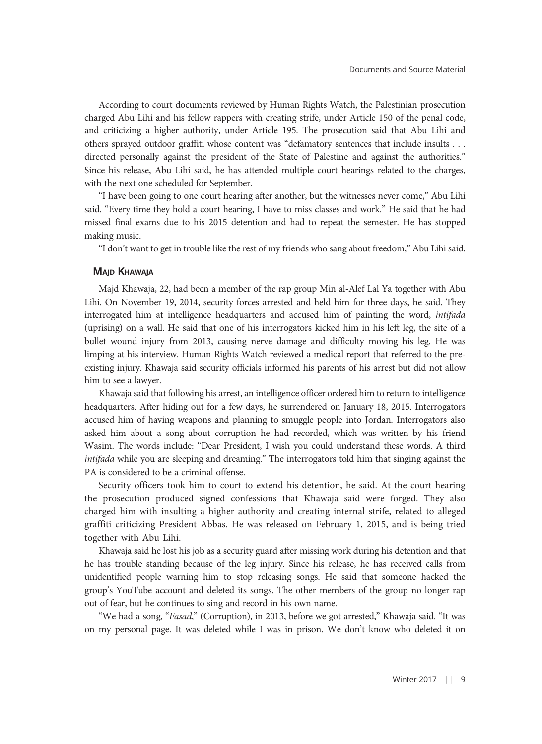According to court documents reviewed by Human Rights Watch, the Palestinian prosecution charged Abu Lihi and his fellow rappers with creating strife, under Article 150 of the penal code, and criticizing a higher authority, under Article 195. The prosecution said that Abu Lihi and others sprayed outdoor graffiti whose content was "defamatory sentences that include insults . . . directed personally against the president of the State of Palestine and against the authorities." Since his release, Abu Lihi said, he has attended multiple court hearings related to the charges, with the next one scheduled for September.

"I have been going to one court hearing after another, but the witnesses never come," Abu Lihi said. "Every time they hold a court hearing, I have to miss classes and work." He said that he had missed final exams due to his 2015 detention and had to repeat the semester. He has stopped making music.

"I don't want to get in trouble like the rest of my friends who sang about freedom," Abu Lihi said.

### Majd Khawaja

Majd Khawaja, 22, had been a member of the rap group Min al-Alef Lal Ya together with Abu Lihi. On November 19, 2014, security forces arrested and held him for three days, he said. They interrogated him at intelligence headquarters and accused him of painting the word, *intifada* (uprising) on a wall. He said that one of his interrogators kicked him in his left leg, the site of a bullet wound injury from 2013, causing nerve damage and difficulty moving his leg. He was limping at his interview. Human Rights Watch reviewed a medical report that referred to the pre-existing injury. Khawaja said security officials informed his parents of his arrest but did not allow him to see a lawyer.

Khawaja said that following his arrest, an intelligence officer ordered him to return to intelligence headquarters. After hiding out for a few days, he surrendered on January 18, 2015. Interrogators accused him of having weapons and planning to smuggle people into Jordan. Interrogators also asked him about a song about corruption he had recorded, which was written by his friend Wasim. The words include: "Dear President, I wish you could understand these words. A third *intifada* while you are sleeping and dreaming." The interrogators told him that singing against the PA is considered to be a criminal offense.

Security officers took him to court to extend his detention, he said. At the court hearing the prosecution produced signed confessions that Khawaja said were forged. They also charged him with insulting a higher authority and creating internal strife, related to alleged graffiti criticizing President Abbas. He was released on February 1, 2015, and is being tried together with Abu Lihi.

Khawaja said he lost his job as a security guard after missing work during his detention and that he has trouble standing because of the leg injury. Since his release, he has received calls from unidentified people warning him to stop releasing songs. He said that someone hacked the group's YouTube account and deleted its songs. The other members of the group no longer rap out of fear, but he continues to sing and record in his own name.

"We had a song, "*Fasad*," (Corruption), in 2013, before we got arrested," Khawaja said. "It was on my personal page. It was deleted while I was in prison. We don't know who deleted it on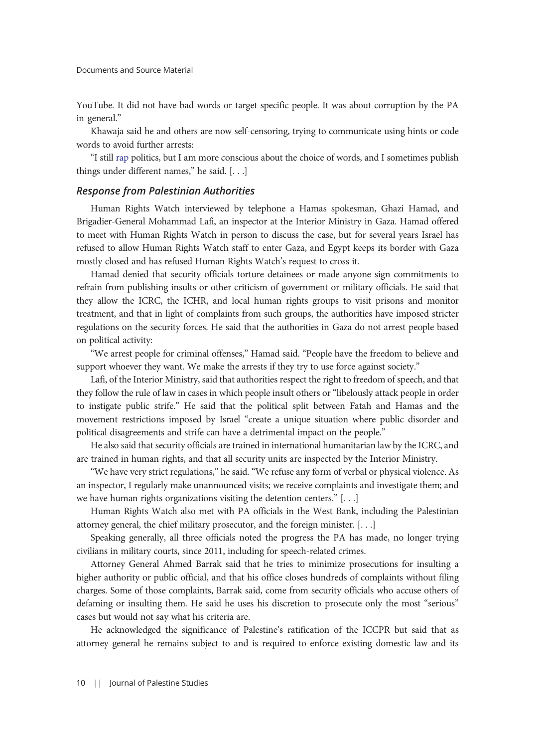YouTube. It did not have bad words or target specific people. It was about corruption by the PA in general."

Khawaja said he and others are now self-censoring, trying to communicate using hints or code words to avoid further arrests:

"I still rap politics, but I am more conscious about the choice of words, and I sometimes publish things under different names," he said. [. . .]

### *Response from Palestinian Authorities*

Human Rights Watch interviewed by telephone a Hamas spokesman, Ghazi Hamad, and Brigadier-General Mohammad Lafi, an inspector at the Interior Ministry in Gaza. Hamad offered to meet with Human Rights Watch in person to discuss the case, but for several years Israel has refused to allow Human Rights Watch staff to enter Gaza, and Egypt keeps its border with Gaza mostly closed and has refused Human Rights Watch's request to cross it.

Hamad denied that security officials torture detainees or made anyone sign commitments to refrain from publishing insults or other criticism of government or military officials. He said that they allow the ICRC, the ICHR, and local human rights groups to visit prisons and monitor treatment, and that in light of complaints from such groups, the authorities have imposed stricter regulations on the security forces. He said that the authorities in Gaza do not arrest people based on political activity:

"We arrest people for criminal offenses," Hamad said. "People have the freedom to believe and support whoever they want. We make the arrests if they try to use force against society."

Lafi, of the Interior Ministry, said that authorities respect the right to freedom of speech, and that they follow the rule of law in cases in which people insult others or "libelously attack people in order to instigate public strife." He said that the political split between Fatah and Hamas and the movement restrictions imposed by Israel "create a unique situation where public disorder and political disagreements and strife can have a detrimental impact on the people."

He also said that security officials are trained in international humanitarian law by the ICRC, and are trained in human rights, and that all security units are inspected by the Interior Ministry.

"We have very strict regulations," he said. "We refuse any form of verbal or physical violence. As an inspector, I regularly make unannounced visits; we receive complaints and investigate them; and we have human rights organizations visiting the detention centers." [. . .]

Human Rights Watch also met with PA officials in the West Bank, including the Palestinian attorney general, the chief military prosecutor, and the foreign minister. [. . .]

Speaking generally, all three officials noted the progress the PA has made, no longer trying civilians in military courts, since 2011, including for speech-related crimes.

Attorney General Ahmed Barrak said that he tries to minimize prosecutions for insulting a higher authority or public official, and that his office closes hundreds of complaints without filing charges. Some of those complaints, Barrak said, come from security officials who accuse others of defaming or insulting them. He said he uses his discretion to prosecute only the most "serious" cases but would not say what his criteria are.

He acknowledged the significance of Palestine's ratification of the ICCPR but said that as attorney general he remains subject to and is required to enforce existing domestic law and its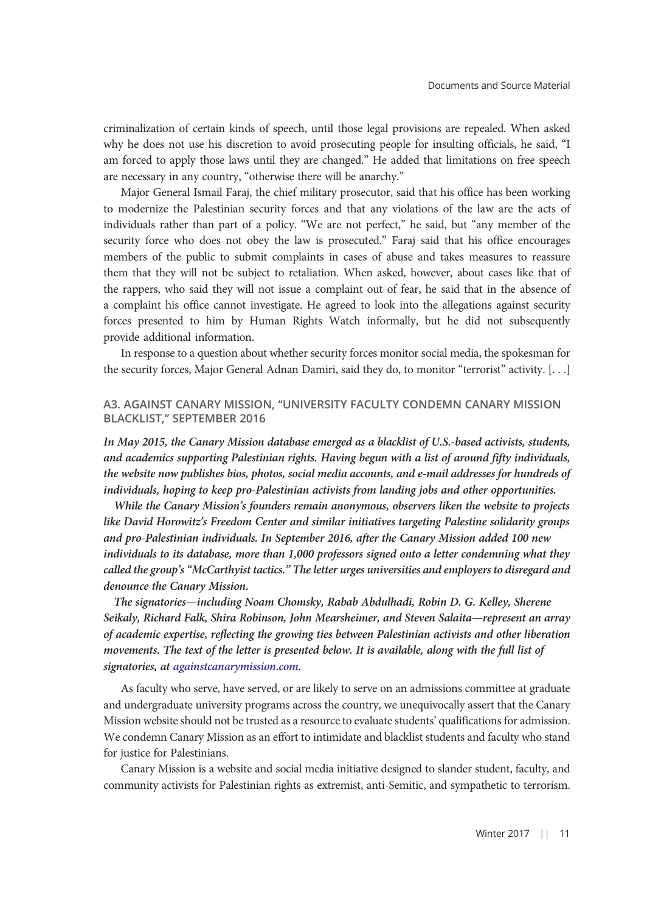criminalization of certain kinds of speech, until those legal provisions are repealed. When asked why he does not use his discretion to avoid prosecuting people for insulting officials, he said, "I am forced to apply those laws until they are changed." He added that limitations on free speech are necessary in any country, "otherwise there will be anarchy."

Major General Ismail Faraj, the chief military prosecutor, said that his office has been working to modernize the Palestinian security forces and that any violations of the law are the acts of individuals rather than part of a policy. "We are not perfect," he said, but "any member of the security force who does not obey the law is prosecuted." Faraj said that his office encourages members of the public to submit complaints in cases of abuse and takes measures to reassure them that they will not be subject to retaliation. When asked, however, about cases like that of the rappers, who said they will not issue a complaint out of fear, he said that in the absence of a complaint his office cannot investigate. He agreed to look into the allegations against security forces presented to him by Human Rights Watch informally, but he did not subsequently provide additional information.

In response to a question about whether security forces monitor social media, the spokesman for the security forces, Major General Adnan Damiri, said they do, to monitor "terrorist" activity. [. . .]

### A3. AGAINST CANARY MISSION, "UNIVERSITY FACULTY CONDEMN CANARY MISSION BLACKLIST," SEPTEMBER 2016

***In May 2015, the Canary Mission database emerged as a blacklist of U.S.-based activists, students, and academics supporting Palestinian rights. Having begun with a list of around fifty individuals, the website now publishes bios, photos, social media accounts, and e-mail addresses for hundreds of individuals, hoping to keep pro-Palestinian activists from landing jobs and other opportunities.***

***While the Canary Mission's founders remain anonymous, observers liken the website to projects like David Horowitz's Freedom Center and similar initiatives targeting Palestine solidarity groups and pro-Palestinian individuals. In September 2016, after the Canary Mission added 100 new individuals to its database, more than 1,000 professors signed onto a letter condemning what they called the group's "McCarthyist tactics." The letter urges universities and employers to disregard and denounce the Canary Mission.***

***The signatories—including Noam Chomsky, Rabab Abdulhadi, Robin D. G. Kelley, Sherene Seikaly, Richard Falk, Shira Robinson, John Mearsheimer, and Steven Salaita—represent an array of academic expertise, reflecting the growing ties between Palestinian activists and other liberation movements. The text of the letter is presented below. It is available, along with the full list of signatories, at againstcanarymission.com.***

As faculty who serve, have served, or are likely to serve on an admissions committee at graduate and undergraduate university programs across the country, we unequivocally assert that the Canary Mission website should not be trusted as a resource to evaluate students' qualifications for admission. We condemn Canary Mission as an effort to intimidate and blacklist students and faculty who stand for justice for Palestinians.

Canary Mission is a website and social media initiative designed to slander student, faculty, and community activists for Palestinian rights as extremist, anti-Semitic, and sympathetic to terrorism.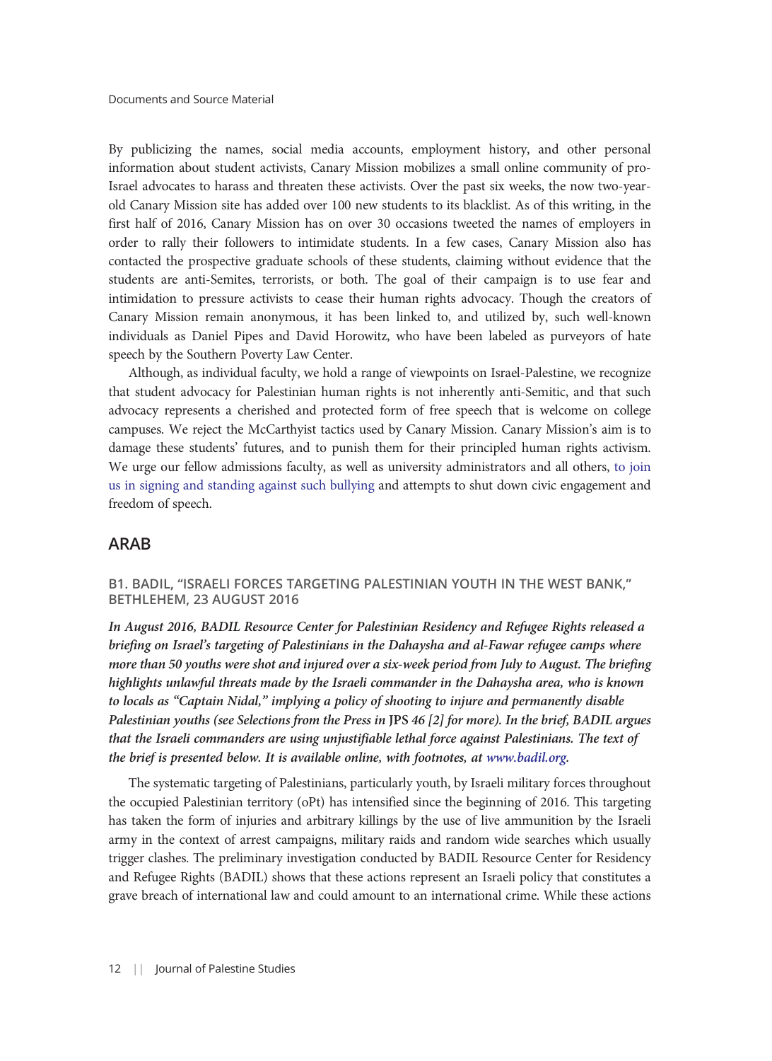By publicizing the names, social media accounts, employment history, and other personal information about student activists, Canary Mission mobilizes a small online community of pro-Israel advocates to harass and threaten these activists. Over the past six weeks, the now two-year-old Canary Mission site has added over 100 new students to its blacklist. As of this writing, in the first half of 2016, Canary Mission has on over 30 occasions tweeted the names of employers in order to rally their followers to intimidate students. In a few cases, Canary Mission also has contacted the prospective graduate schools of these students, claiming without evidence that the students are anti-Semites, terrorists, or both. The goal of their campaign is to use fear and intimidation to pressure activists to cease their human rights advocacy. Though the creators of Canary Mission remain anonymous, it has been linked to, and utilized by, such well-known individuals as Daniel Pipes and David Horowitz, who have been labeled as purveyors of hate speech by the Southern Poverty Law Center.

Although, as individual faculty, we hold a range of viewpoints on Israel-Palestine, we recognize that student advocacy for Palestinian human rights is not inherently anti-Semitic, and that such advocacy represents a cherished and protected form of free speech that is welcome on college campuses. We reject the McCarthyist tactics used by Canary Mission. Canary Mission's aim is to damage these students' futures, and to punish them for their principled human rights activism. We urge our fellow admissions faculty, as well as university administrators and all others, to join us in signing and standing against such bullying and attempts to shut down civic engagement and freedom of speech.

## ARAB

### B1. BADIL, "ISRAELI FORCES TARGETING PALESTINIAN YOUTH IN THE WEST BANK," BETHLEHEM, 23 AUGUST 2016

***In August 2016, BADIL Resource Center for Palestinian Residency and Refugee Rights released a briefing on Israel's targeting of Palestinians in the Dahaysha and al-Fawar refugee camps where more than 50 youths were shot and injured over a six-week period from July to August. The briefing highlights unlawful threats made by the Israeli commander in the Dahaysha area, who is known to locals as "Captain Nidal," implying a policy of shooting to injure and permanently disable Palestinian youths (see Selections from the Press in* JPS *46 [2] for more). In the brief, BADIL argues that the Israeli commanders are using unjustifiable lethal force against Palestinians. The text of the brief is presented below. It is available online, with footnotes, at www.badil.org.***

The systematic targeting of Palestinians, particularly youth, by Israeli military forces throughout the occupied Palestinian territory (oPt) has intensified since the beginning of 2016. This targeting has taken the form of injuries and arbitrary killings by the use of live ammunition by the Israeli army in the context of arrest campaigns, military raids and random wide searches which usually trigger clashes. The preliminary investigation conducted by BADIL Resource Center for Residency and Refugee Rights (BADIL) shows that these actions represent an Israeli policy that constitutes a grave breach of international law and could amount to an international crime. While these actions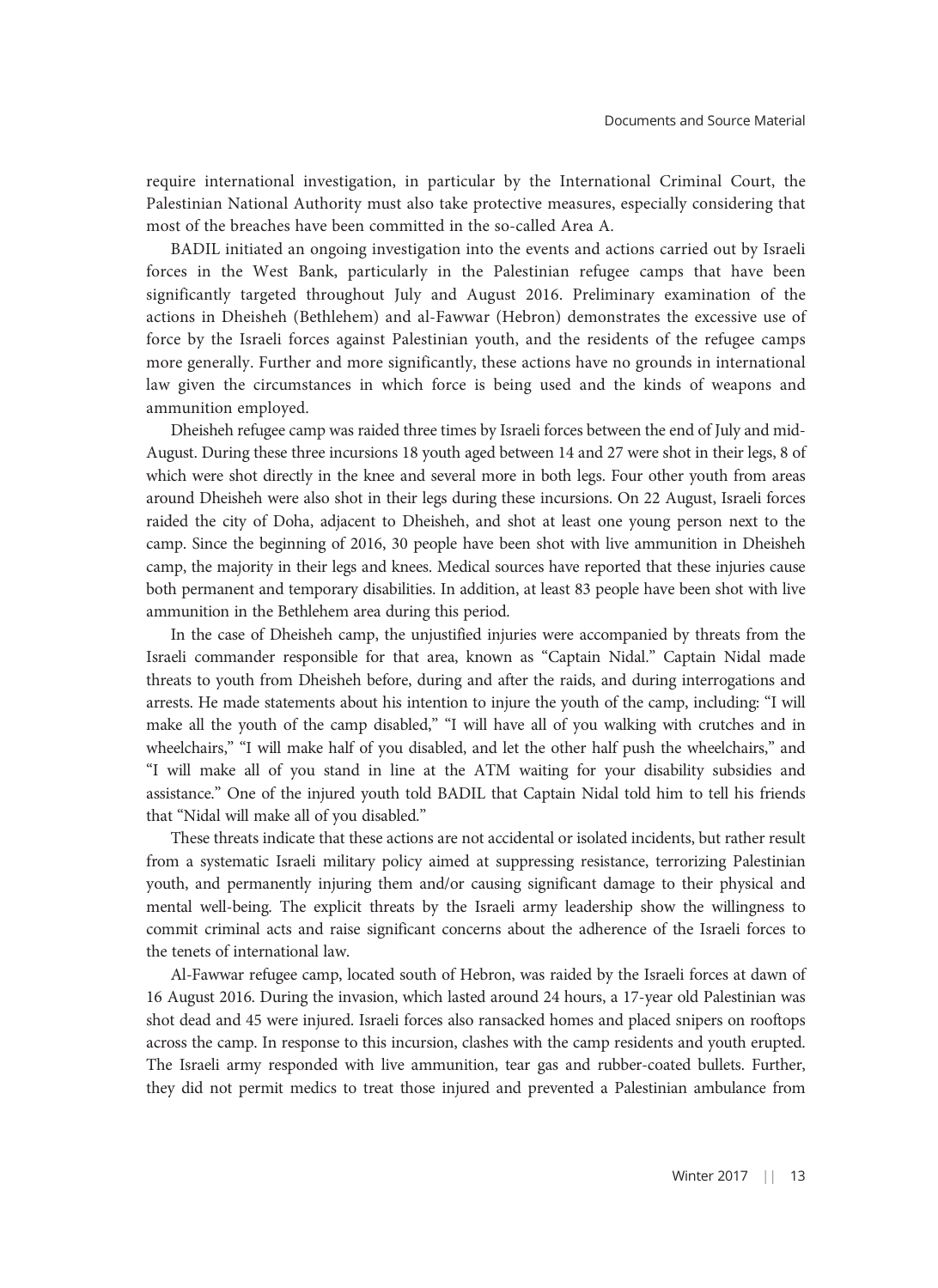require international investigation, in particular by the International Criminal Court, the Palestinian National Authority must also take protective measures, especially considering that most of the breaches have been committed in the so-called Area A.

BADIL initiated an ongoing investigation into the events and actions carried out by Israeli forces in the West Bank, particularly in the Palestinian refugee camps that have been significantly targeted throughout July and August 2016. Preliminary examination of the actions in Dheisheh (Bethlehem) and al-Fawwar (Hebron) demonstrates the excessive use of force by the Israeli forces against Palestinian youth, and the residents of the refugee camps more generally. Further and more significantly, these actions have no grounds in international law given the circumstances in which force is being used and the kinds of weapons and ammunition employed.

Dheisheh refugee camp was raided three times by Israeli forces between the end of July and mid-August. During these three incursions 18 youth aged between 14 and 27 were shot in their legs, 8 of which were shot directly in the knee and several more in both legs. Four other youth from areas around Dheisheh were also shot in their legs during these incursions. On 22 August, Israeli forces raided the city of Doha, adjacent to Dheisheh, and shot at least one young person next to the camp. Since the beginning of 2016, 30 people have been shot with live ammunition in Dheisheh camp, the majority in their legs and knees. Medical sources have reported that these injuries cause both permanent and temporary disabilities. In addition, at least 83 people have been shot with live ammunition in the Bethlehem area during this period.

In the case of Dheisheh camp, the unjustified injuries were accompanied by threats from the Israeli commander responsible for that area, known as "Captain Nidal." Captain Nidal made threats to youth from Dheisheh before, during and after the raids, and during interrogations and arrests. He made statements about his intention to injure the youth of the camp, including: "I will make all the youth of the camp disabled," "I will have all of you walking with crutches and in wheelchairs," "I will make half of you disabled, and let the other half push the wheelchairs," and "I will make all of you stand in line at the ATM waiting for your disability subsidies and assistance." One of the injured youth told BADIL that Captain Nidal told him to tell his friends that "Nidal will make all of you disabled."

These threats indicate that these actions are not accidental or isolated incidents, but rather result from a systematic Israeli military policy aimed at suppressing resistance, terrorizing Palestinian youth, and permanently injuring them and/or causing significant damage to their physical and mental well-being. The explicit threats by the Israeli army leadership show the willingness to commit criminal acts and raise significant concerns about the adherence of the Israeli forces to the tenets of international law.

Al-Fawwar refugee camp, located south of Hebron, was raided by the Israeli forces at dawn of 16 August 2016. During the invasion, which lasted around 24 hours, a 17-year old Palestinian was shot dead and 45 were injured. Israeli forces also ransacked homes and placed snipers on rooftops across the camp. In response to this incursion, clashes with the camp residents and youth erupted. The Israeli army responded with live ammunition, tear gas and rubber-coated bullets. Further, they did not permit medics to treat those injured and prevented a Palestinian ambulance from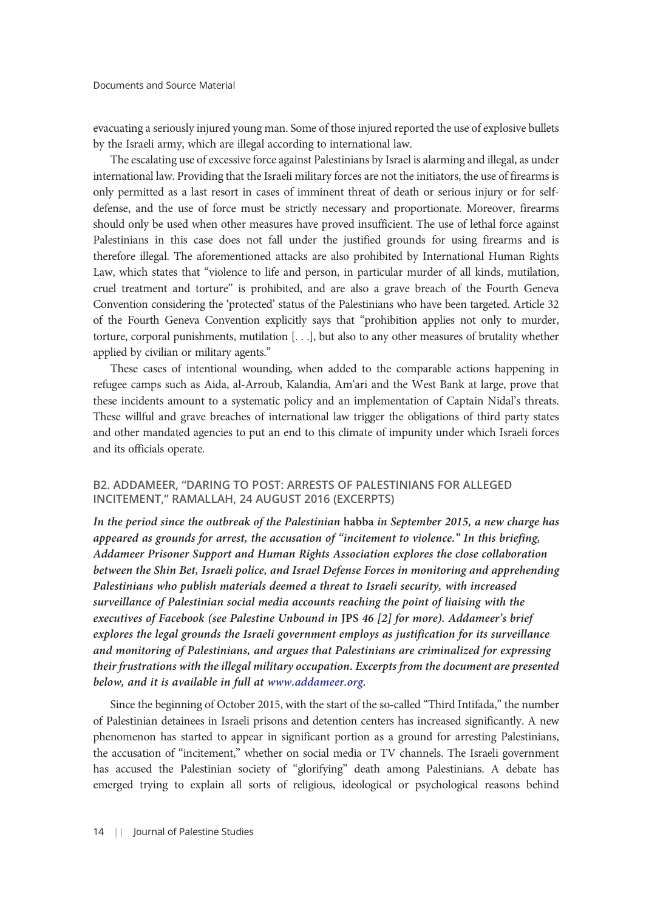evacuating a seriously injured young man. Some of those injured reported the use of explosive bullets by the Israeli army, which are illegal according to international law.

The escalating use of excessive force against Palestinians by Israel is alarming and illegal, as under international law. Providing that the Israeli military forces are not the initiators, the use of firearms is only permitted as a last resort in cases of imminent threat of death or serious injury or for self-defense, and the use of force must be strictly necessary and proportionate. Moreover, firearms should only be used when other measures have proved insufficient. The use of lethal force against Palestinians in this case does not fall under the justified grounds for using firearms and is therefore illegal. The aforementioned attacks are also prohibited by International Human Rights Law, which states that "violence to life and person, in particular murder of all kinds, mutilation, cruel treatment and torture" is prohibited, and are also a grave breach of the Fourth Geneva Convention considering the 'protected' status of the Palestinians who have been targeted. Article 32 of the Fourth Geneva Convention explicitly says that "prohibition applies not only to murder, torture, corporal punishments, mutilation [. . .], but also to any other measures of brutality whether applied by civilian or military agents."

These cases of intentional wounding, when added to the comparable actions happening in refugee camps such as Aida, al-Arroub, Kalandia, Am'ari and the West Bank at large, prove that these incidents amount to a systematic policy and an implementation of Captain Nidal's threats. These willful and grave breaches of international law trigger the obligations of third party states and other mandated agencies to put an end to this climate of impunity under which Israeli forces and its officials operate.

## B2. ADDAMEER, "DARING TO POST: ARRESTS OF PALESTINIANS FOR ALLEGED INCITEMENT," RAMALLAH, 24 AUGUST 2016 (EXCERPTS)

***In the period since the outbreak of the Palestinian* habba *in September 2015, a new charge has appeared as grounds for arrest, the accusation of "incitement to violence." In this briefing, Addameer Prisoner Support and Human Rights Association explores the close collaboration between the Shin Bet, Israeli police, and Israel Defense Forces in monitoring and apprehending Palestinians who publish materials deemed a threat to Israeli security, with increased surveillance of Palestinian social media accounts reaching the point of liaising with the executives of Facebook (see Palestine Unbound in* JPS *46 [2] for more). Addameer's brief explores the legal grounds the Israeli government employs as justification for its surveillance and monitoring of Palestinians, and argues that Palestinians are criminalized for expressing their frustrations with the illegal military occupation. Excerpts from the document are presented below, and it is available in full at www.addameer.org.***

Since the beginning of October 2015, with the start of the so-called "Third Intifada," the number of Palestinian detainees in Israeli prisons and detention centers has increased significantly. A new phenomenon has started to appear in significant portion as a ground for arresting Palestinians, the accusation of "incitement," whether on social media or TV channels. The Israeli government has accused the Palestinian society of "glorifying" death among Palestinians. A debate has emerged trying to explain all sorts of religious, ideological or psychological reasons behind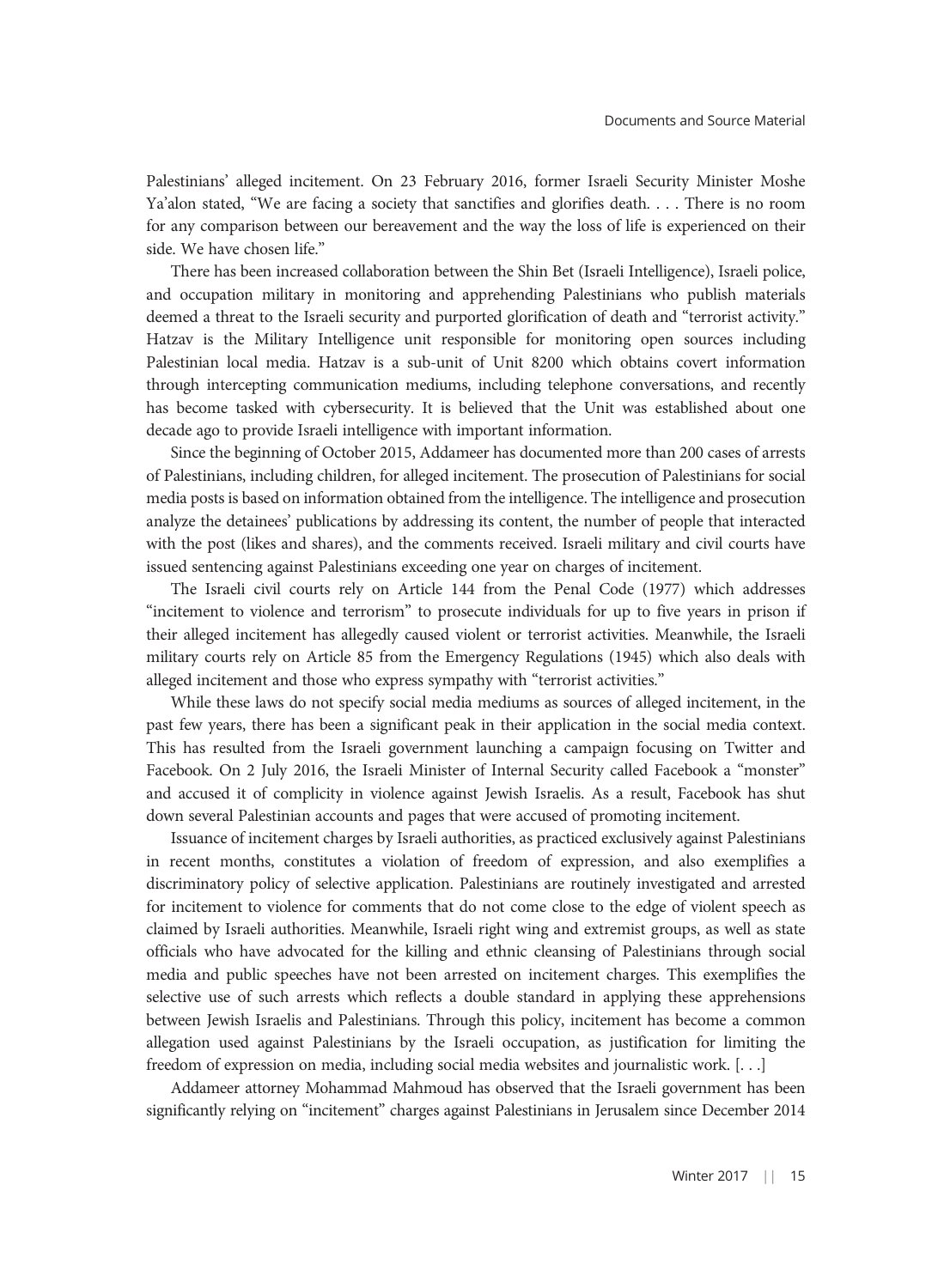Palestinians' alleged incitement. On 23 February 2016, former Israeli Security Minister Moshe Ya'alon stated, "We are facing a society that sanctifies and glorifies death. . . . There is no room for any comparison between our bereavement and the way the loss of life is experienced on their side. We have chosen life."

There has been increased collaboration between the Shin Bet (Israeli Intelligence), Israeli police, and occupation military in monitoring and apprehending Palestinians who publish materials deemed a threat to the Israeli security and purported glorification of death and "terrorist activity." Hatzav is the Military Intelligence unit responsible for monitoring open sources including Palestinian local media. Hatzav is a sub-unit of Unit 8200 which obtains covert information through intercepting communication mediums, including telephone conversations, and recently has become tasked with cybersecurity. It is believed that the Unit was established about one decade ago to provide Israeli intelligence with important information.

Since the beginning of October 2015, Addameer has documented more than 200 cases of arrests of Palestinians, including children, for alleged incitement. The prosecution of Palestinians for social media posts is based on information obtained from the intelligence. The intelligence and prosecution analyze the detainees' publications by addressing its content, the number of people that interacted with the post (likes and shares), and the comments received. Israeli military and civil courts have issued sentencing against Palestinians exceeding one year on charges of incitement.

The Israeli civil courts rely on Article 144 from the Penal Code (1977) which addresses "incitement to violence and terrorism" to prosecute individuals for up to five years in prison if their alleged incitement has allegedly caused violent or terrorist activities. Meanwhile, the Israeli military courts rely on Article 85 from the Emergency Regulations (1945) which also deals with alleged incitement and those who express sympathy with "terrorist activities."

While these laws do not specify social media mediums as sources of alleged incitement, in the past few years, there has been a significant peak in their application in the social media context. This has resulted from the Israeli government launching a campaign focusing on Twitter and Facebook. On 2 July 2016, the Israeli Minister of Internal Security called Facebook a "monster" and accused it of complicity in violence against Jewish Israelis. As a result, Facebook has shut down several Palestinian accounts and pages that were accused of promoting incitement.

Issuance of incitement charges by Israeli authorities, as practiced exclusively against Palestinians in recent months, constitutes a violation of freedom of expression, and also exemplifies a discriminatory policy of selective application. Palestinians are routinely investigated and arrested for incitement to violence for comments that do not come close to the edge of violent speech as claimed by Israeli authorities. Meanwhile, Israeli right wing and extremist groups, as well as state officials who have advocated for the killing and ethnic cleansing of Palestinians through social media and public speeches have not been arrested on incitement charges. This exemplifies the selective use of such arrests which reflects a double standard in applying these apprehensions between Jewish Israelis and Palestinians. Through this policy, incitement has become a common allegation used against Palestinians by the Israeli occupation, as justification for limiting the freedom of expression on media, including social media websites and journalistic work. [. . .]

Addameer attorney Mohammad Mahmoud has observed that the Israeli government has been significantly relying on "incitement" charges against Palestinians in Jerusalem since December 2014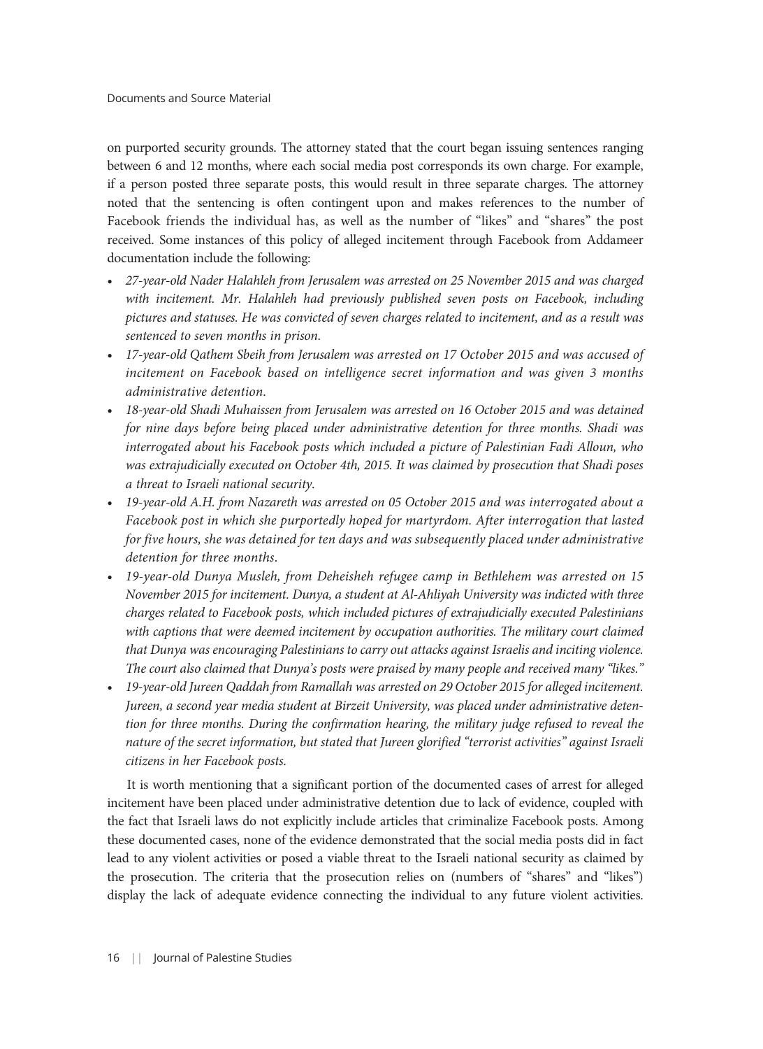on purported security grounds. The attorney stated that the court began issuing sentences ranging between 6 and 12 months, where each social media post corresponds its own charge. For example, if a person posted three separate posts, this would result in three separate charges. The attorney noted that the sentencing is often contingent upon and makes references to the number of Facebook friends the individual has, as well as the number of "likes" and "shares" the post received. Some instances of this policy of alleged incitement through Facebook from Addameer documentation include the following:

- *27-year-old Nader Halahleh from Jerusalem was arrested on 25 November 2015 and was charged with incitement. Mr. Halahleh had previously published seven posts on Facebook, including pictures and statuses. He was convicted of seven charges related to incitement, and as a result was sentenced to seven months in prison.*
- *17-year-old Qathem Sbeih from Jerusalem was arrested on 17 October 2015 and was accused of incitement on Facebook based on intelligence secret information and was given 3 months administrative detention.*
- *18-year-old Shadi Muhaissen from Jerusalem was arrested on 16 October 2015 and was detained for nine days before being placed under administrative detention for three months. Shadi was interrogated about his Facebook posts which included a picture of Palestinian Fadi Alloun, who was extrajudicially executed on October 4th, 2015. It was claimed by prosecution that Shadi poses a threat to Israeli national security.*
- *19-year-old A.H. from Nazareth was arrested on 05 October 2015 and was interrogated about a Facebook post in which she purportedly hoped for martyrdom. After interrogation that lasted for five hours, she was detained for ten days and was subsequently placed under administrative detention for three months.*
- *19-year-old Dunya Musleh, from Deheisheh refugee camp in Bethlehem was arrested on 15 November 2015 for incitement. Dunya, a student at Al-Ahliyah University was indicted with three charges related to Facebook posts, which included pictures of extrajudicially executed Palestinians with captions that were deemed incitement by occupation authorities. The military court claimed that Dunya was encouraging Palestinians to carry out attacks against Israelis and inciting violence. The court also claimed that Dunya's posts were praised by many people and received many "likes."*
- *19-year-old Jureen Qaddah from Ramallah was arrested on 29 October 2015 for alleged incitement. Jureen, a second year media student at Birzeit University, was placed under administrative detention for three months. During the confirmation hearing, the military judge refused to reveal the nature of the secret information, but stated that Jureen glorified "terrorist activities" against Israeli citizens in her Facebook posts.*

It is worth mentioning that a significant portion of the documented cases of arrest for alleged incitement have been placed under administrative detention due to lack of evidence, coupled with the fact that Israeli laws do not explicitly include articles that criminalize Facebook posts. Among these documented cases, none of the evidence demonstrated that the social media posts did in fact lead to any violent activities or posed a viable threat to the Israeli national security as claimed by the prosecution. The criteria that the prosecution relies on (numbers of "shares" and "likes") display the lack of adequate evidence connecting the individual to any future violent activities.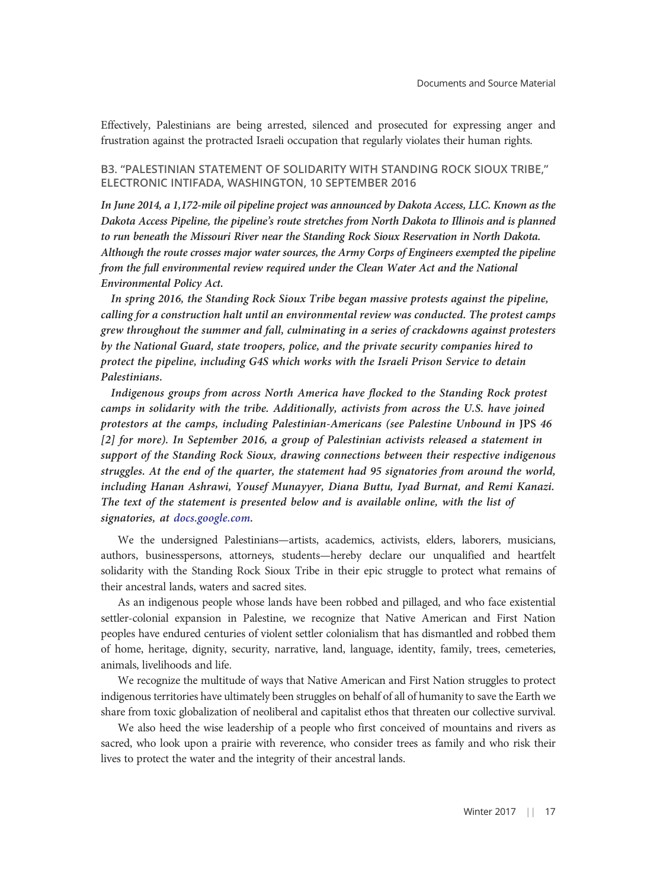Effectively, Palestinians are being arrested, silenced and prosecuted for expressing anger and frustration against the protracted Israeli occupation that regularly violates their human rights.

### B3. "PALESTINIAN STATEMENT OF SOLIDARITY WITH STANDING ROCK SIOUX TRIBE," ELECTRONIC INTIFADA, WASHINGTON, 10 SEPTEMBER 2016

***In June 2014, a 1,172-mile oil pipeline project was announced by Dakota Access, LLC. Known as the Dakota Access Pipeline, the pipeline's route stretches from North Dakota to Illinois and is planned to run beneath the Missouri River near the Standing Rock Sioux Reservation in North Dakota. Although the route crosses major water sources, the Army Corps of Engineers exempted the pipeline from the full environmental review required under the Clean Water Act and the National Environmental Policy Act.***

***In spring 2016, the Standing Rock Sioux Tribe began massive protests against the pipeline, calling for a construction halt until an environmental review was conducted. The protest camps grew throughout the summer and fall, culminating in a series of crackdowns against protesters by the National Guard, state troopers, police, and the private security companies hired to protect the pipeline, including G4S which works with the Israeli Prison Service to detain Palestinians.***

***Indigenous groups from across North America have flocked to the Standing Rock protest camps in solidarity with the tribe. Additionally, activists from across the U.S. have joined protestors at the camps, including Palestinian-Americans (see Palestine Unbound in*** **JPS 46 [2]** ***for more). In September 2016, a group of Palestinian activists released a statement in support of the Standing Rock Sioux, drawing connections between their respective indigenous struggles. At the end of the quarter, the statement had 95 signatories from around the world, including Hanan Ashrawi, Yousef Munayyer, Diana Buttu, Iyad Burnat, and Remi Kanazi. The text of the statement is presented below and is available online, with the list of signatories, at docs.google.com.***

We the undersigned Palestinians—artists, academics, activists, elders, laborers, musicians, authors, businesspersons, attorneys, students—hereby declare our unqualified and heartfelt solidarity with the Standing Rock Sioux Tribe in their epic struggle to protect what remains of their ancestral lands, waters and sacred sites.

As an indigenous people whose lands have been robbed and pillaged, and who face existential settler-colonial expansion in Palestine, we recognize that Native American and First Nation peoples have endured centuries of violent settler colonialism that has dismantled and robbed them of home, heritage, dignity, security, narrative, land, language, identity, family, trees, cemeteries, animals, livelihoods and life.

We recognize the multitude of ways that Native American and First Nation struggles to protect indigenous territories have ultimately been struggles on behalf of all of humanity to save the Earth we share from toxic globalization of neoliberal and capitalist ethos that threaten our collective survival.

We also heed the wise leadership of a people who first conceived of mountains and rivers as sacred, who look upon a prairie with reverence, who consider trees as family and who risk their lives to protect the water and the integrity of their ancestral lands.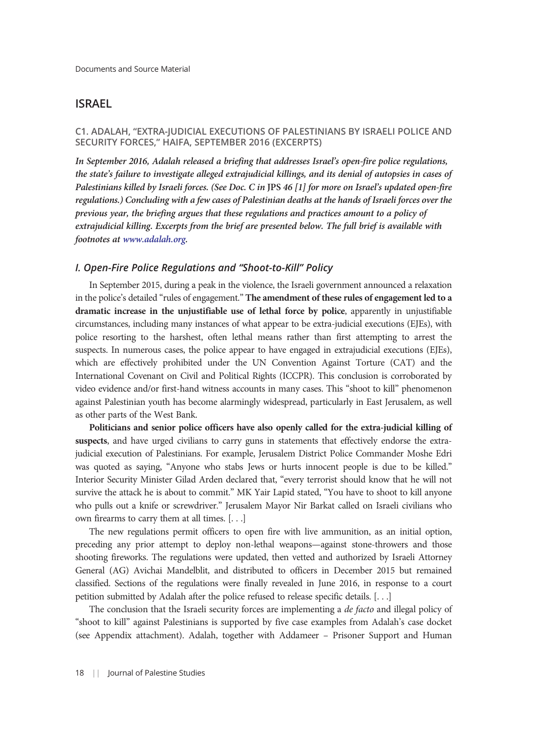## ISRAEL

### C1. ADALAH, "EXTRA-JUDICIAL EXECUTIONS OF PALESTINIANS BY ISRAELI POLICE AND SECURITY FORCES," HAIFA, SEPTEMBER 2016 (EXCERPTS)

***In September 2016, Adalah released a briefing that addresses Israel's open-fire police regulations, the state's failure to investigate alleged extrajudicial killings, and its denial of autopsies in cases of Palestinians killed by Israeli forces. (See Doc. C in* JPS *46 [1] for more on Israel's updated open-fire regulations.) Concluding with a few cases of Palestinian deaths at the hands of Israeli forces over the previous year, the briefing argues that these regulations and practices amount to a policy of extrajudicial killing. Excerpts from the brief are presented below. The full brief is available with footnotes at www.adalah.org.***

#### *I. Open-Fire Police Regulations and "Shoot-to-Kill" Policy*

In September 2015, during a peak in the violence, the Israeli government announced a relaxation in the police's detailed "rules of engagement." **The amendment of these rules of engagement led to a dramatic increase in the unjustifiable use of lethal force by police**, apparently in unjustifiable circumstances, including many instances of what appear to be extra-judicial executions (EJEs), with police resorting to the harshest, often lethal means rather than first attempting to arrest the suspects. In numerous cases, the police appear to have engaged in extrajudicial executions (EJEs), which are effectively prohibited under the UN Convention Against Torture (CAT) and the International Covenant on Civil and Political Rights (ICCPR). This conclusion is corroborated by video evidence and/or first-hand witness accounts in many cases. This "shoot to kill" phenomenon against Palestinian youth has become alarmingly widespread, particularly in East Jerusalem, as well as other parts of the West Bank.

**Politicians and senior police officers have also openly called for the extra-judicial killing of suspects**, and have urged civilians to carry guns in statements that effectively endorse the extra-judicial execution of Palestinians. For example, Jerusalem District Police Commander Moshe Edri was quoted as saying, "Anyone who stabs Jews or hurts innocent people is due to be killed." Interior Security Minister Gilad Arden declared that, "every terrorist should know that he will not survive the attack he is about to commit." MK Yair Lapid stated, "You have to shoot to kill anyone who pulls out a knife or screwdriver." Jerusalem Mayor Nir Barkat called on Israeli civilians who own firearms to carry them at all times. [. . .]

The new regulations permit officers to open fire with live ammunition, as an initial option, preceding any prior attempt to deploy non-lethal weapons—against stone-throwers and those shooting fireworks. The regulations were updated, then vetted and authorized by Israeli Attorney General (AG) Avichai Mandelblit, and distributed to officers in December 2015 but remained classified. Sections of the regulations were finally revealed in June 2016, in response to a court petition submitted by Adalah after the police refused to release specific details. [. . .]

The conclusion that the Israeli security forces are implementing a *de facto* and illegal policy of "shoot to kill" against Palestinians is supported by five case examples from Adalah's case docket (see Appendix attachment). Adalah, together with Addameer – Prisoner Support and Human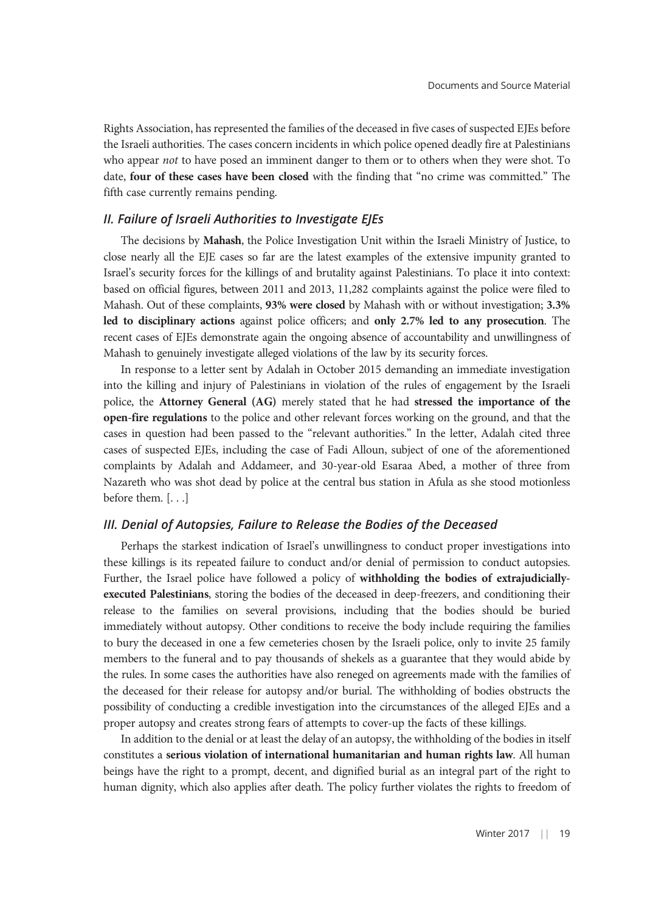Rights Association, has represented the families of the deceased in five cases of suspected EJEs before the Israeli authorities. The cases concern incidents in which police opened deadly fire at Palestinians who appear *not* to have posed an imminent danger to them or to others when they were shot. To date, **four of these cases have been closed** with the finding that "no crime was committed." The fifth case currently remains pending.

### *II. Failure of Israeli Authorities to Investigate EJEs*

The decisions by **Mahash**, the Police Investigation Unit within the Israeli Ministry of Justice, to close nearly all the EJE cases so far are the latest examples of the extensive impunity granted to Israel's security forces for the killings of and brutality against Palestinians. To place it into context: based on official figures, between 2011 and 2013, 11,282 complaints against the police were filed to Mahash. Out of these complaints, **93% were closed** by Mahash with or without investigation; **3.3% led to disciplinary actions** against police officers; and **only 2.7% led to any prosecution**. The recent cases of EJEs demonstrate again the ongoing absence of accountability and unwillingness of Mahash to genuinely investigate alleged violations of the law by its security forces.

In response to a letter sent by Adalah in October 2015 demanding an immediate investigation into the killing and injury of Palestinians in violation of the rules of engagement by the Israeli police, the **Attorney General (AG)** merely stated that he had **stressed the importance of the open-fire regulations** to the police and other relevant forces working on the ground, and that the cases in question had been passed to the "relevant authorities." In the letter, Adalah cited three cases of suspected EJEs, including the case of Fadi Alloun, subject of one of the aforementioned complaints by Adalah and Addameer, and 30-year-old Esaraa Abed, a mother of three from Nazareth who was shot dead by police at the central bus station in Afula as she stood motionless before them. [. . .]

### *III. Denial of Autopsies, Failure to Release the Bodies of the Deceased*

Perhaps the starkest indication of Israel's unwillingness to conduct proper investigations into these killings is its repeated failure to conduct and/or denial of permission to conduct autopsies. Further, the Israel police have followed a policy of **withholding the bodies of extrajudicially-executed Palestinians**, storing the bodies of the deceased in deep-freezers, and conditioning their release to the families on several provisions, including that the bodies should be buried immediately without autopsy. Other conditions to receive the body include requiring the families to bury the deceased in one a few cemeteries chosen by the Israeli police, only to invite 25 family members to the funeral and to pay thousands of shekels as a guarantee that they would abide by the rules. In some cases the authorities have also reneged on agreements made with the families of the deceased for their release for autopsy and/or burial. The withholding of bodies obstructs the possibility of conducting a credible investigation into the circumstances of the alleged EJEs and a proper autopsy and creates strong fears of attempts to cover-up the facts of these killings.

In addition to the denial or at least the delay of an autopsy, the withholding of the bodies in itself constitutes a **serious violation of international humanitarian and human rights law**. All human beings have the right to a prompt, decent, and dignified burial as an integral part of the right to human dignity, which also applies after death. The policy further violates the rights to freedom of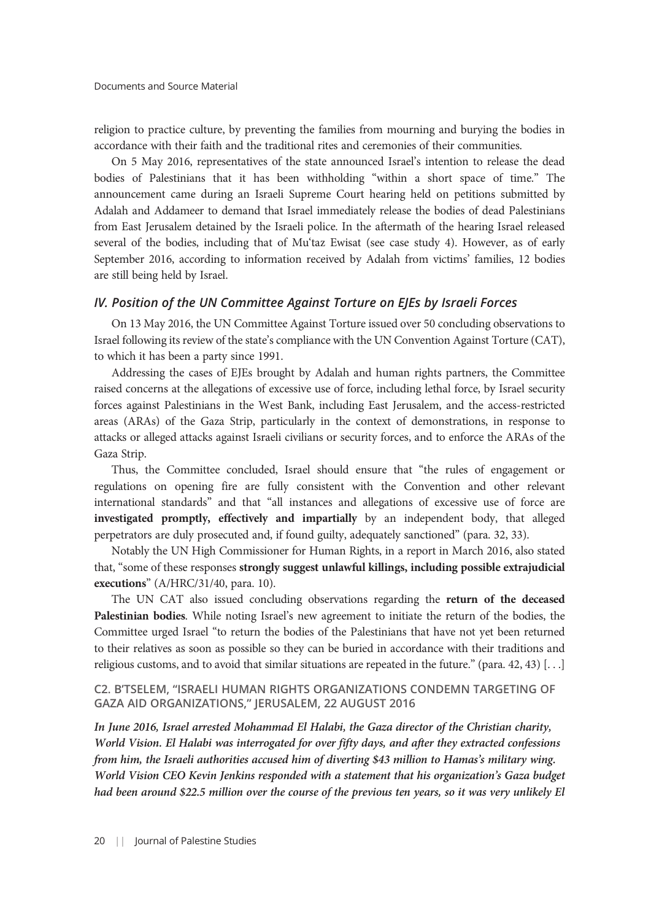religion to practice culture, by preventing the families from mourning and burying the bodies in accordance with their faith and the traditional rites and ceremonies of their communities.

On 5 May 2016, representatives of the state announced Israel's intention to release the dead bodies of Palestinians that it has been withholding "within a short space of time." The announcement came during an Israeli Supreme Court hearing held on petitions submitted by Adalah and Addameer to demand that Israel immediately release the bodies of dead Palestinians from East Jerusalem detained by the Israeli police. In the aftermath of the hearing Israel released several of the bodies, including that of Mu'taz Ewisat (see case study 4). However, as of early September 2016, according to information received by Adalah from victims' families, 12 bodies are still being held by Israel.

### *IV. Position of the UN Committee Against Torture on EJEs by Israeli Forces*

On 13 May 2016, the UN Committee Against Torture issued over 50 concluding observations to Israel following its review of the state's compliance with the UN Convention Against Torture (CAT), to which it has been a party since 1991.

Addressing the cases of EJEs brought by Adalah and human rights partners, the Committee raised concerns at the allegations of excessive use of force, including lethal force, by Israel security forces against Palestinians in the West Bank, including East Jerusalem, and the access-restricted areas (ARAs) of the Gaza Strip, particularly in the context of demonstrations, in response to attacks or alleged attacks against Israeli civilians or security forces, and to enforce the ARAs of the Gaza Strip.

Thus, the Committee concluded, Israel should ensure that "the rules of engagement or regulations on opening fire are fully consistent with the Convention and other relevant international standards" and that "all instances and allegations of excessive use of force are **investigated promptly, effectively and impartially** by an independent body, that alleged perpetrators are duly prosecuted and, if found guilty, adequately sanctioned" (para. 32, 33).

Notably the UN High Commissioner for Human Rights, in a report in March 2016, also stated that, "some of these responses **strongly suggest unlawful killings, including possible extrajudicial executions**" (A/HRC/31/40, para. 10).

The UN CAT also issued concluding observations regarding the **return of the deceased Palestinian bodies**. While noting Israel's new agreement to initiate the return of the bodies, the Committee urged Israel "to return the bodies of the Palestinians that have not yet been returned to their relatives as soon as possible so they can be buried in accordance with their traditions and religious customs, and to avoid that similar situations are repeated in the future." (para. 42, 43) [. . .]

### C2. B'TSELEM, "ISRAELI HUMAN RIGHTS ORGANIZATIONS CONDEMN TARGETING OF GAZA AID ORGANIZATIONS," JERUSALEM, 22 AUGUST 2016

***In June 2016, Israel arrested Mohammad El Halabi, the Gaza director of the Christian charity, World Vision. El Halabi was interrogated for over fifty days, and after they extracted confessions from him, the Israeli authorities accused him of diverting $43 million to Hamas's military wing. World Vision CEO Kevin Jenkins responded with a statement that his organization's Gaza budget had been around $22.5 million over the course of the previous ten years, so it was very unlikely El***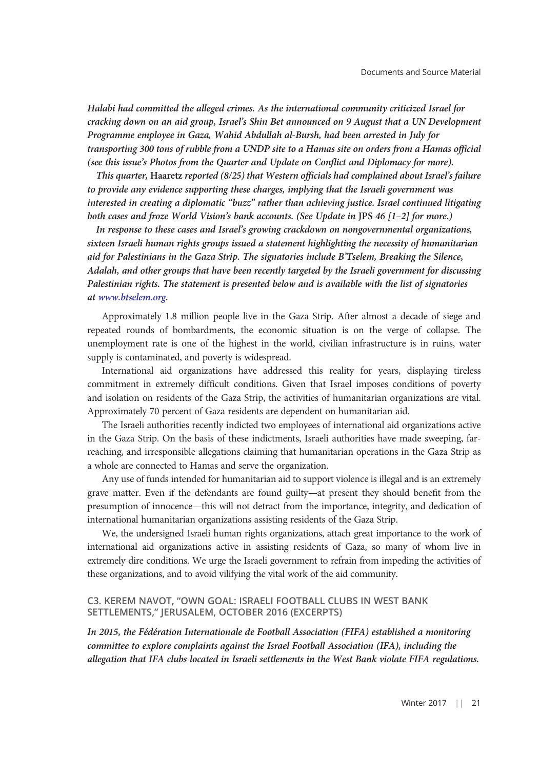*Halabi had committed the alleged crimes. As the international community criticized Israel for cracking down on an aid group, Israel's Shin Bet announced on 9 August that a UN Development Programme employee in Gaza, Wahid Abdullah al-Bursh, had been arrested in July for transporting 300 tons of rubble from a UNDP site to a Hamas site on orders from a Hamas official (see this issue's Photos from the Quarter and Update on Conflict and Diplomacy for more).*

*This quarter,* **Haaretz** *reported (8/25) that Western officials had complained about Israel's failure to provide any evidence supporting these charges, implying that the Israeli government was interested in creating a diplomatic "buzz" rather than achieving justice. Israel continued litigating both cases and froze World Vision's bank accounts. (See Update in* **JPS** *46 [1–2] for more.)*

*In response to these cases and Israel's growing crackdown on nongovernmental organizations, sixteen Israeli human rights groups issued a statement highlighting the necessity of humanitarian aid for Palestinians in the Gaza Strip. The signatories include B'Tselem, Breaking the Silence, Adalah, and other groups that have been recently targeted by the Israeli government for discussing Palestinian rights. The statement is presented below and is available with the list of signatories at www.btselem.org.*

Approximately 1.8 million people live in the Gaza Strip. After almost a decade of siege and repeated rounds of bombardments, the economic situation is on the verge of collapse. The unemployment rate is one of the highest in the world, civilian infrastructure is in ruins, water supply is contaminated, and poverty is widespread.

International aid organizations have addressed this reality for years, displaying tireless commitment in extremely difficult conditions. Given that Israel imposes conditions of poverty and isolation on residents of the Gaza Strip, the activities of humanitarian organizations are vital. Approximately 70 percent of Gaza residents are dependent on humanitarian aid.

The Israeli authorities recently indicted two employees of international aid organizations active in the Gaza Strip. On the basis of these indictments, Israeli authorities have made sweeping, far-reaching, and irresponsible allegations claiming that humanitarian operations in the Gaza Strip as a whole are connected to Hamas and serve the organization.

Any use of funds intended for humanitarian aid to support violence is illegal and is an extremely grave matter. Even if the defendants are found guilty—at present they should benefit from the presumption of innocence—this will not detract from the importance, integrity, and dedication of international humanitarian organizations assisting residents of the Gaza Strip.

We, the undersigned Israeli human rights organizations, attach great importance to the work of international aid organizations active in assisting residents of Gaza, so many of whom live in extremely dire conditions. We urge the Israeli government to refrain from impeding the activities of these organizations, and to avoid vilifying the vital work of the aid community.

### C3. KEREM NAVOT, "OWN GOAL: ISRAELI FOOTBALL CLUBS IN WEST BANK SETTLEMENTS," JERUSALEM, OCTOBER 2016 (EXCERPTS)

*In 2015, the Fédération Internationale de Football Association (FIFA) established a monitoring committee to explore complaints against the Israel Football Association (IFA), including the allegation that IFA clubs located in Israeli settlements in the West Bank violate FIFA regulations.*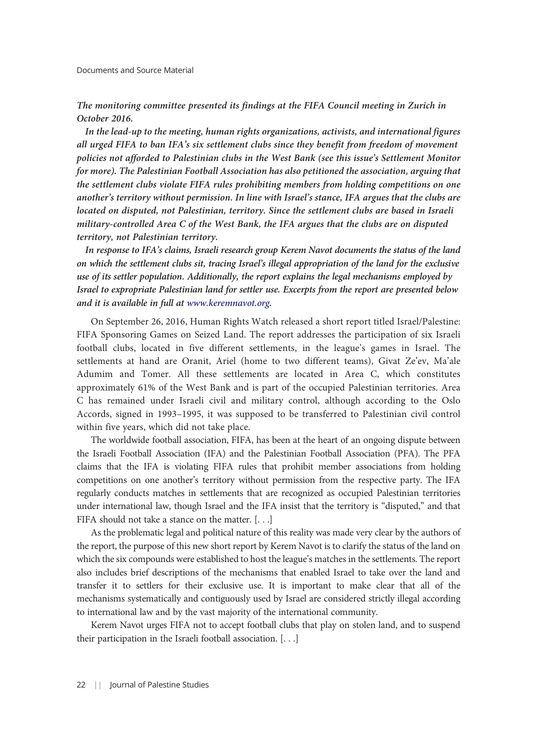***The monitoring committee presented its findings at the FIFA Council meeting in Zurich in October 2016.***

***In the lead-up to the meeting, human rights organizations, activists, and international figures all urged FIFA to ban IFA's six settlement clubs since they benefit from freedom of movement policies not afforded to Palestinian clubs in the West Bank (see this issue's Settlement Monitor for more). The Palestinian Football Association has also petitioned the association, arguing that the settlement clubs violate FIFA rules prohibiting members from holding competitions on one another's territory without permission. In line with Israel's stance, IFA argues that the clubs are located on disputed, not Palestinian, territory. Since the settlement clubs are based in Israeli military-controlled Area C of the West Bank, the IFA argues that the clubs are on disputed territory, not Palestinian territory.***

***In response to IFA's claims, Israeli research group Kerem Navot documents the status of the land on which the settlement clubs sit, tracing Israel's illegal appropriation of the land for the exclusive use of its settler population. Additionally, the report explains the legal mechanisms employed by Israel to expropriate Palestinian land for settler use. Excerpts from the report are presented below and it is available in full at www.keremnavot.org.***

On September 26, 2016, Human Rights Watch released a short report titled Israel/Palestine: FIFA Sponsoring Games on Seized Land. The report addresses the participation of six Israeli football clubs, located in five different settlements, in the league's games in Israel. The settlements at hand are Oranit, Ariel (home to two different teams), Givat Ze'ev, Ma'ale Adumim and Tomer. All these settlements are located in Area C, which constitutes approximately 61% of the West Bank and is part of the occupied Palestinian territories. Area C has remained under Israeli civil and military control, although according to the Oslo Accords, signed in 1993–1995, it was supposed to be transferred to Palestinian civil control within five years, which did not take place.

The worldwide football association, FIFA, has been at the heart of an ongoing dispute between the Israeli Football Association (IFA) and the Palestinian Football Association (PFA). The PFA claims that the IFA is violating FIFA rules that prohibit member associations from holding competitions on one another's territory without permission from the respective party. The IFA regularly conducts matches in settlements that are recognized as occupied Palestinian territories under international law, though Israel and the IFA insist that the territory is "disputed," and that FIFA should not take a stance on the matter. [. . .]

As the problematic legal and political nature of this reality was made very clear by the authors of the report, the purpose of this new short report by Kerem Navot is to clarify the status of the land on which the six compounds were established to host the league's matches in the settlements. The report also includes brief descriptions of the mechanisms that enabled Israel to take over the land and transfer it to settlers for their exclusive use. It is important to make clear that all of the mechanisms systematically and contiguously used by Israel are considered strictly illegal according to international law and by the vast majority of the international community.

Kerem Navot urges FIFA not to accept football clubs that play on stolen land, and to suspend their participation in the Israeli football association. [. . .]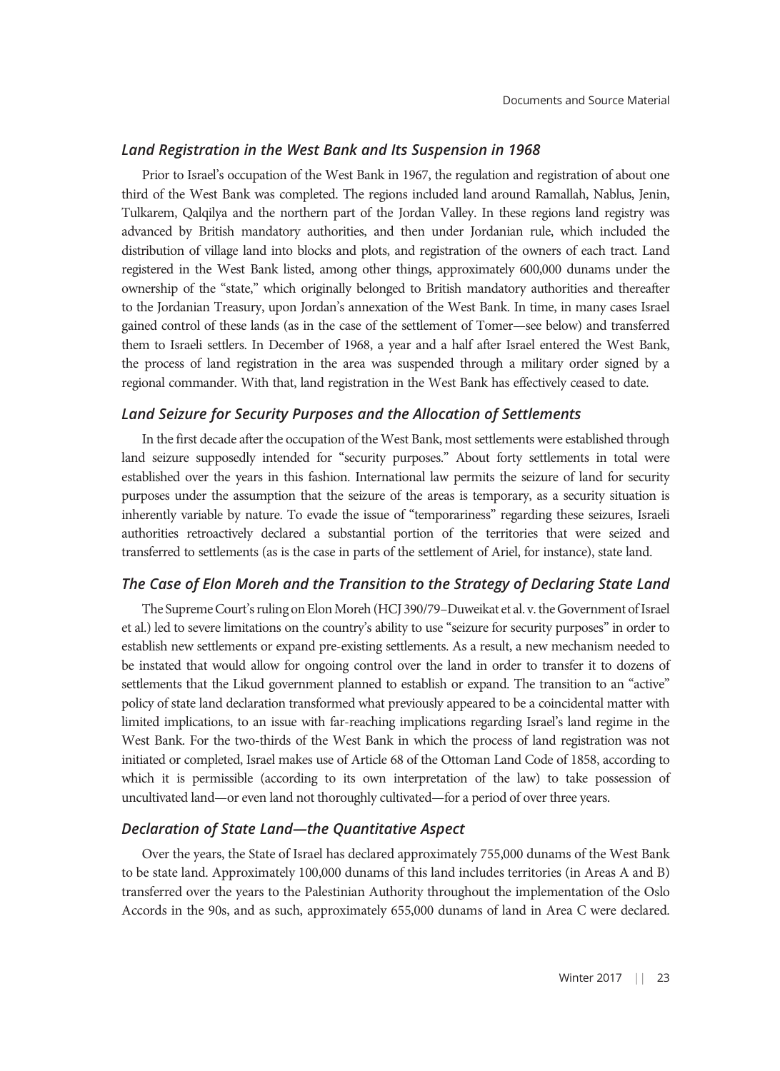### *Land Registration in the West Bank and Its Suspension in 1968*

Prior to Israel's occupation of the West Bank in 1967, the regulation and registration of about one third of the West Bank was completed. The regions included land around Ramallah, Nablus, Jenin, Tulkarem, Qalqilya and the northern part of the Jordan Valley. In these regions land registry was advanced by British mandatory authorities, and then under Jordanian rule, which included the distribution of village land into blocks and plots, and registration of the owners of each tract. Land registered in the West Bank listed, among other things, approximately 600,000 dunams under the ownership of the "state," which originally belonged to British mandatory authorities and thereafter to the Jordanian Treasury, upon Jordan's annexation of the West Bank. In time, in many cases Israel gained control of these lands (as in the case of the settlement of Tomer—see below) and transferred them to Israeli settlers. In December of 1968, a year and a half after Israel entered the West Bank, the process of land registration in the area was suspended through a military order signed by a regional commander. With that, land registration in the West Bank has effectively ceased to date.

### *Land Seizure for Security Purposes and the Allocation of Settlements*

In the first decade after the occupation of the West Bank, most settlements were established through land seizure supposedly intended for "security purposes." About forty settlements in total were established over the years in this fashion. International law permits the seizure of land for security purposes under the assumption that the seizure of the areas is temporary, as a security situation is inherently variable by nature. To evade the issue of "temporariness" regarding these seizures, Israeli authorities retroactively declared a substantial portion of the territories that were seized and transferred to settlements (as is the case in parts of the settlement of Ariel, for instance), state land.

### *The Case of Elon Moreh and the Transition to the Strategy of Declaring State Land*

The Supreme Court's ruling on Elon Moreh (HCJ 390/79–Duweikat et al. v. the Government of Israel et al.) led to severe limitations on the country's ability to use "seizure for security purposes" in order to establish new settlements or expand pre-existing settlements. As a result, a new mechanism needed to be instated that would allow for ongoing control over the land in order to transfer it to dozens of settlements that the Likud government planned to establish or expand. The transition to an "active" policy of state land declaration transformed what previously appeared to be a coincidental matter with limited implications, to an issue with far-reaching implications regarding Israel's land regime in the West Bank. For the two-thirds of the West Bank in which the process of land registration was not initiated or completed, Israel makes use of Article 68 of the Ottoman Land Code of 1858, according to which it is permissible (according to its own interpretation of the law) to take possession of uncultivated land—or even land not thoroughly cultivated—for a period of over three years.

### *Declaration of State Land—the Quantitative Aspect*

Over the years, the State of Israel has declared approximately 755,000 dunams of the West Bank to be state land. Approximately 100,000 dunams of this land includes territories (in Areas A and B) transferred over the years to the Palestinian Authority throughout the implementation of the Oslo Accords in the 90s, and as such, approximately 655,000 dunams of land in Area C were declared.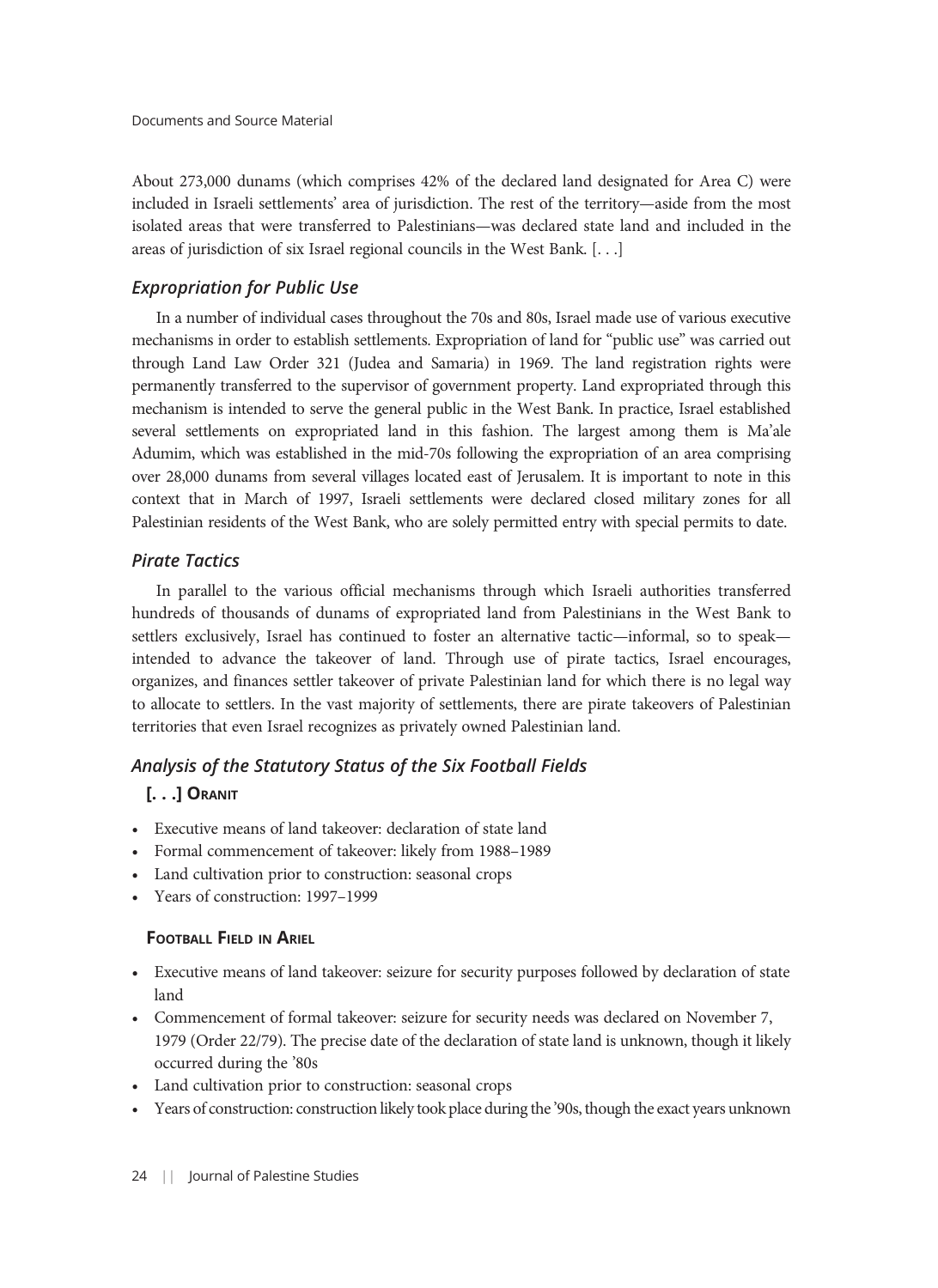About 273,000 dunams (which comprises 42% of the declared land designated for Area C) were included in Israeli settlements' area of jurisdiction. The rest of the territory—aside from the most isolated areas that were transferred to Palestinians—was declared state land and included in the areas of jurisdiction of six Israel regional councils in the West Bank. [. . .]

### *Expropriation for Public Use*

In a number of individual cases throughout the 70s and 80s, Israel made use of various executive mechanisms in order to establish settlements. Expropriation of land for "public use" was carried out through Land Law Order 321 (Judea and Samaria) in 1969. The land registration rights were permanently transferred to the supervisor of government property. Land expropriated through this mechanism is intended to serve the general public in the West Bank. In practice, Israel established several settlements on expropriated land in this fashion. The largest among them is Ma'ale Adumim, which was established in the mid-70s following the expropriation of an area comprising over 28,000 dunams from several villages located east of Jerusalem. It is important to note in this context that in March of 1997, Israeli settlements were declared closed military zones for all Palestinian residents of the West Bank, who are solely permitted entry with special permits to date.

### *Pirate Tactics*

In parallel to the various official mechanisms through which Israeli authorities transferred hundreds of thousands of dunams of expropriated land from Palestinians in the West Bank to settlers exclusively, Israel has continued to foster an alternative tactic—informal, so to speak—intended to advance the takeover of land. Through use of pirate tactics, Israel encourages, organizes, and finances settler takeover of private Palestinian land for which there is no legal way to allocate to settlers. In the vast majority of settlements, there are pirate takeovers of Palestinian territories that even Israel recognizes as privately owned Palestinian land.

### *Analysis of the Statutory Status of the Six Football Fields*

#### [. . .] Oranit

- Executive means of land takeover: declaration of state land
- Formal commencement of takeover: likely from 1988–1989
- Land cultivation prior to construction: seasonal crops
- Years of construction: 1997–1999

#### Football Field in Ariel

- Executive means of land takeover: seizure for security purposes followed by declaration of state land
- Commencement of formal takeover: seizure for security needs was declared on November 7, 1979 (Order 22/79). The precise date of the declaration of state land is unknown, though it likely occurred during the '80s
- Land cultivation prior to construction: seasonal crops
- Years of construction: construction likely took place during the '90s, though the exact years unknown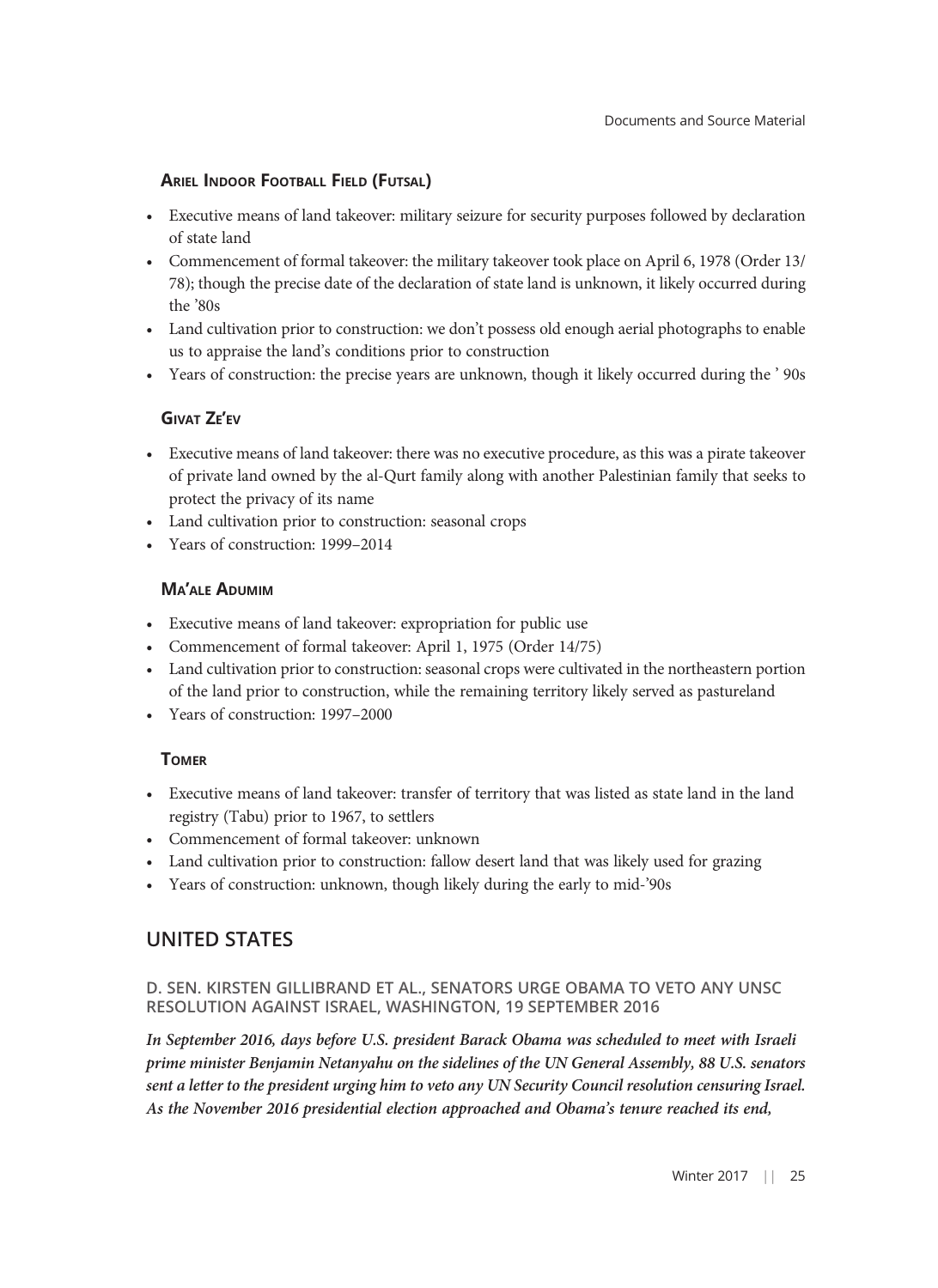### Ariel Indoor Football Field (Futsal)

- Executive means of land takeover: military seizure for security purposes followed by declaration of state land
- Commencement of formal takeover: the military takeover took place on April 6, 1978 (Order 13/78); though the precise date of the declaration of state land is unknown, it likely occurred during the ’80s
- Land cultivation prior to construction: we don’t possess old enough aerial photographs to enable us to appraise the land’s conditions prior to construction
- Years of construction: the precise years are unknown, though it likely occurred during the ’ 90s

### Givat Ze’ev

- Executive means of land takeover: there was no executive procedure, as this was a pirate takeover of private land owned by the al-Qurt family along with another Palestinian family that seeks to protect the privacy of its name
- Land cultivation prior to construction: seasonal crops
- Years of construction: 1999–2014

### Ma’ale Adumim

- Executive means of land takeover: expropriation for public use
- Commencement of formal takeover: April 1, 1975 (Order 14/75)
- Land cultivation prior to construction: seasonal crops were cultivated in the northeastern portion of the land prior to construction, while the remaining territory likely served as pastureland
- Years of construction: 1997–2000

### Tomer

- Executive means of land takeover: transfer of territory that was listed as state land in the land registry (Tabu) prior to 1967, to settlers
- Commencement of formal takeover: unknown
- Land cultivation prior to construction: fallow desert land that was likely used for grazing
- Years of construction: unknown, though likely during the early to mid-’90s

## UNITED STATES

### D. Sen. Kirsten Gillibrand et al., Senators Urge Obama to Veto Any UNSC Resolution Against Israel, Washington, 19 September 2016

***In September 2016, days before U.S. president Barack Obama was scheduled to meet with Israeli prime minister Benjamin Netanyahu on the sidelines of the UN General Assembly, 88 U.S. senators sent a letter to the president urging him to veto any UN Security Council resolution censuring Israel. As the November 2016 presidential election approached and Obama’s tenure reached its end,***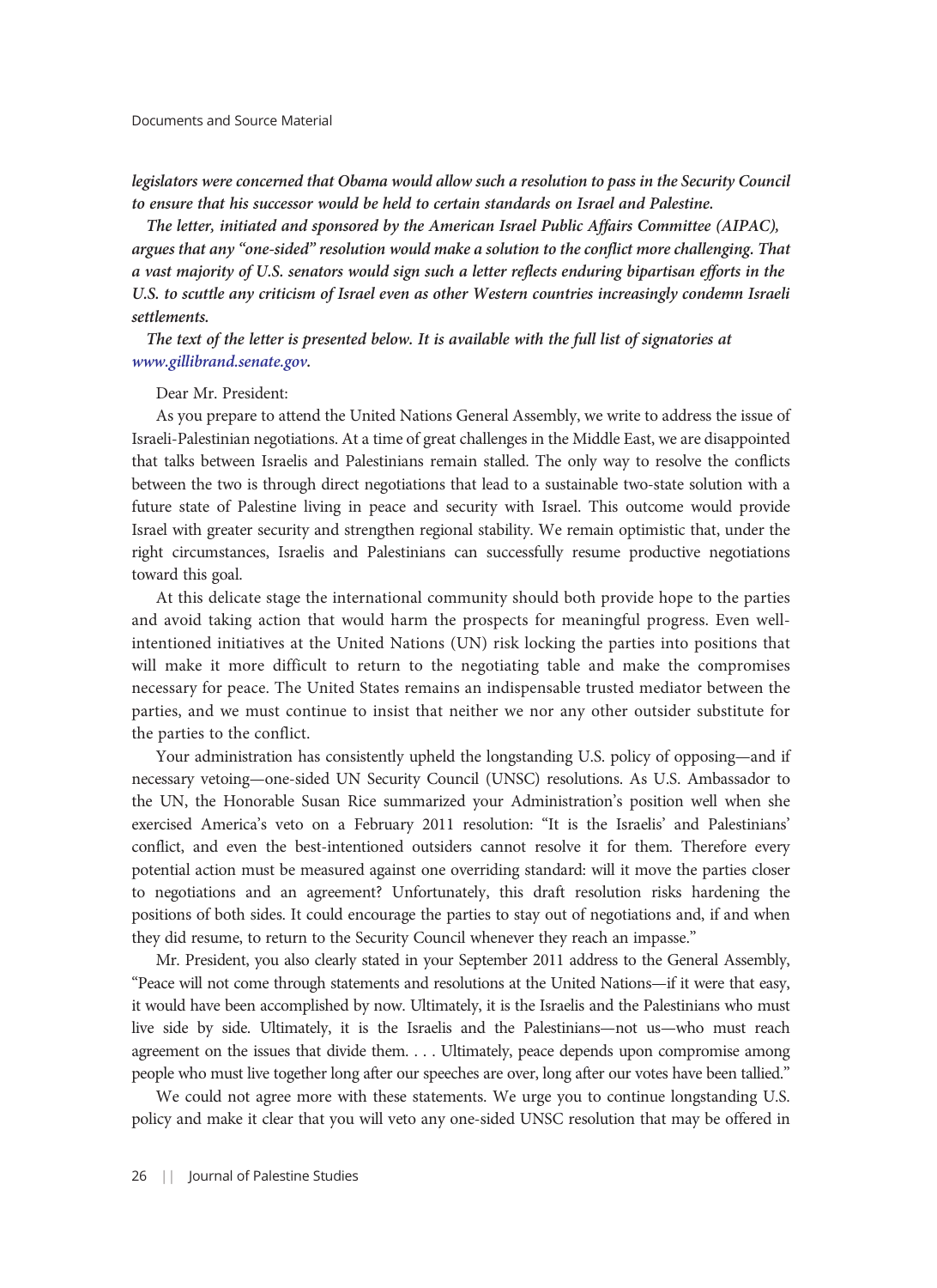*legislators were concerned that Obama would allow such a resolution to pass in the Security Council to ensure that his successor would be held to certain standards on Israel and Palestine.*

*The letter, initiated and sponsored by the American Israel Public Affairs Committee (AIPAC), argues that any "one-sided" resolution would make a solution to the conflict more challenging. That a vast majority of U.S. senators would sign such a letter reflects enduring bipartisan efforts in the U.S. to scuttle any criticism of Israel even as other Western countries increasingly condemn Israeli settlements.*

*The text of the letter is presented below. It is available with the full list of signatories at www.gillibrand.senate.gov.*

Dear Mr. President:

As you prepare to attend the United Nations General Assembly, we write to address the issue of Israeli-Palestinian negotiations. At a time of great challenges in the Middle East, we are disappointed that talks between Israelis and Palestinians remain stalled. The only way to resolve the conflicts between the two is through direct negotiations that lead to a sustainable two-state solution with a future state of Palestine living in peace and security with Israel. This outcome would provide Israel with greater security and strengthen regional stability. We remain optimistic that, under the right circumstances, Israelis and Palestinians can successfully resume productive negotiations toward this goal.

At this delicate stage the international community should both provide hope to the parties and avoid taking action that would harm the prospects for meaningful progress. Even well-intentioned initiatives at the United Nations (UN) risk locking the parties into positions that will make it more difficult to return to the negotiating table and make the compromises necessary for peace. The United States remains an indispensable trusted mediator between the parties, and we must continue to insist that neither we nor any other outsider substitute for the parties to the conflict.

Your administration has consistently upheld the longstanding U.S. policy of opposing—and if necessary vetoing—one-sided UN Security Council (UNSC) resolutions. As U.S. Ambassador to the UN, the Honorable Susan Rice summarized your Administration's position well when she exercised America's veto on a February 2011 resolution: "It is the Israelis' and Palestinians' conflict, and even the best-intentioned outsiders cannot resolve it for them. Therefore every potential action must be measured against one overriding standard: will it move the parties closer to negotiations and an agreement? Unfortunately, this draft resolution risks hardening the positions of both sides. It could encourage the parties to stay out of negotiations and, if and when they did resume, to return to the Security Council whenever they reach an impasse."

Mr. President, you also clearly stated in your September 2011 address to the General Assembly, "Peace will not come through statements and resolutions at the United Nations—if it were that easy, it would have been accomplished by now. Ultimately, it is the Israelis and the Palestinians who must live side by side. Ultimately, it is the Israelis and the Palestinians—not us—who must reach agreement on the issues that divide them. . . . Ultimately, peace depends upon compromise among people who must live together long after our speeches are over, long after our votes have been tallied."

We could not agree more with these statements. We urge you to continue longstanding U.S. policy and make it clear that you will veto any one-sided UNSC resolution that may be offered in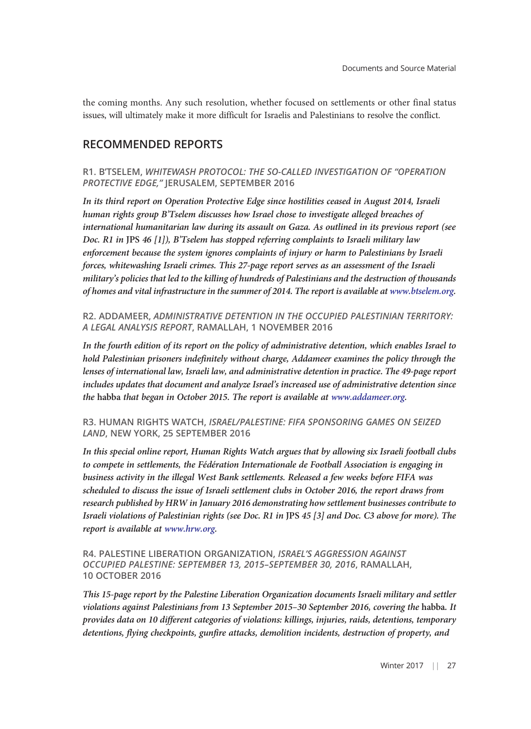the coming months. Any such resolution, whether focused on settlements or other final status issues, will ultimately make it more difficult for Israelis and Palestinians to resolve the conflict.

## RECOMMENDED REPORTS

### R1. B'TSELEM, *WHITEWASH PROTOCOL: THE SO-CALLED INVESTIGATION OF "OPERATION PROTECTIVE EDGE,"* JERUSALEM, SEPTEMBER 2016

*In its third report on Operation Protective Edge since hostilities ceased in August 2014, Israeli human rights group B'Tselem discusses how Israel chose to investigate alleged breaches of international humanitarian law during its assault on Gaza. As outlined in its previous report (see Doc. R1 in* JPS *46 [1]), B'Tselem has stopped referring complaints to Israeli military law enforcement because the system ignores complaints of injury or harm to Palestinians by Israeli forces, whitewashing Israeli crimes. This 27-page report serves as an assessment of the Israeli military's policies that led to the killing of hundreds of Palestinians and the destruction of thousands of homes and vital infrastructure in the summer of 2014. The report is available at www.btselem.org.*

### R2. ADDAMEER, *ADMINISTRATIVE DETENTION IN THE OCCUPIED PALESTINIAN TERRITORY: A LEGAL ANALYSIS REPORT*, RAMALLAH, 1 NOVEMBER 2016

*In the fourth edition of its report on the policy of administrative detention, which enables Israel to hold Palestinian prisoners indefinitely without charge, Addameer examines the policy through the lenses of international law, Israeli law, and administrative detention in practice. The 49-page report includes updates that document and analyze Israel's increased use of administrative detention since the* habba *that began in October 2015. The report is available at www.addameer.org.*

### R3. HUMAN RIGHTS WATCH, *ISRAEL/PALESTINE: FIFA SPONSORING GAMES ON SEIZED LAND*, NEW YORK, 25 SEPTEMBER 2016

*In this special online report, Human Rights Watch argues that by allowing six Israeli football clubs to compete in settlements, the Fédération Internationale de Football Association is engaging in business activity in the illegal West Bank settlements. Released a few weeks before FIFA was scheduled to discuss the issue of Israeli settlement clubs in October 2016, the report draws from research published by HRW in January 2016 demonstrating how settlement businesses contribute to Israeli violations of Palestinian rights (see Doc. R1 in* JPS *45 [3] and Doc. C3 above for more). The report is available at www.hrw.org.*

### R4. PALESTINE LIBERATION ORGANIZATION, *ISRAEL'S AGGRESSION AGAINST OCCUPIED PALESTINE: SEPTEMBER 13, 2015–SEPTEMBER 30, 2016*, RAMALLAH, 10 OCTOBER 2016

*This 15-page report by the Palestine Liberation Organization documents Israeli military and settler violations against Palestinians from 13 September 2015–30 September 2016, covering the* habba*. It provides data on 10 different categories of violations: killings, injuries, raids, detentions, temporary detentions, flying checkpoints, gunfire attacks, demolition incidents, destruction of property, and*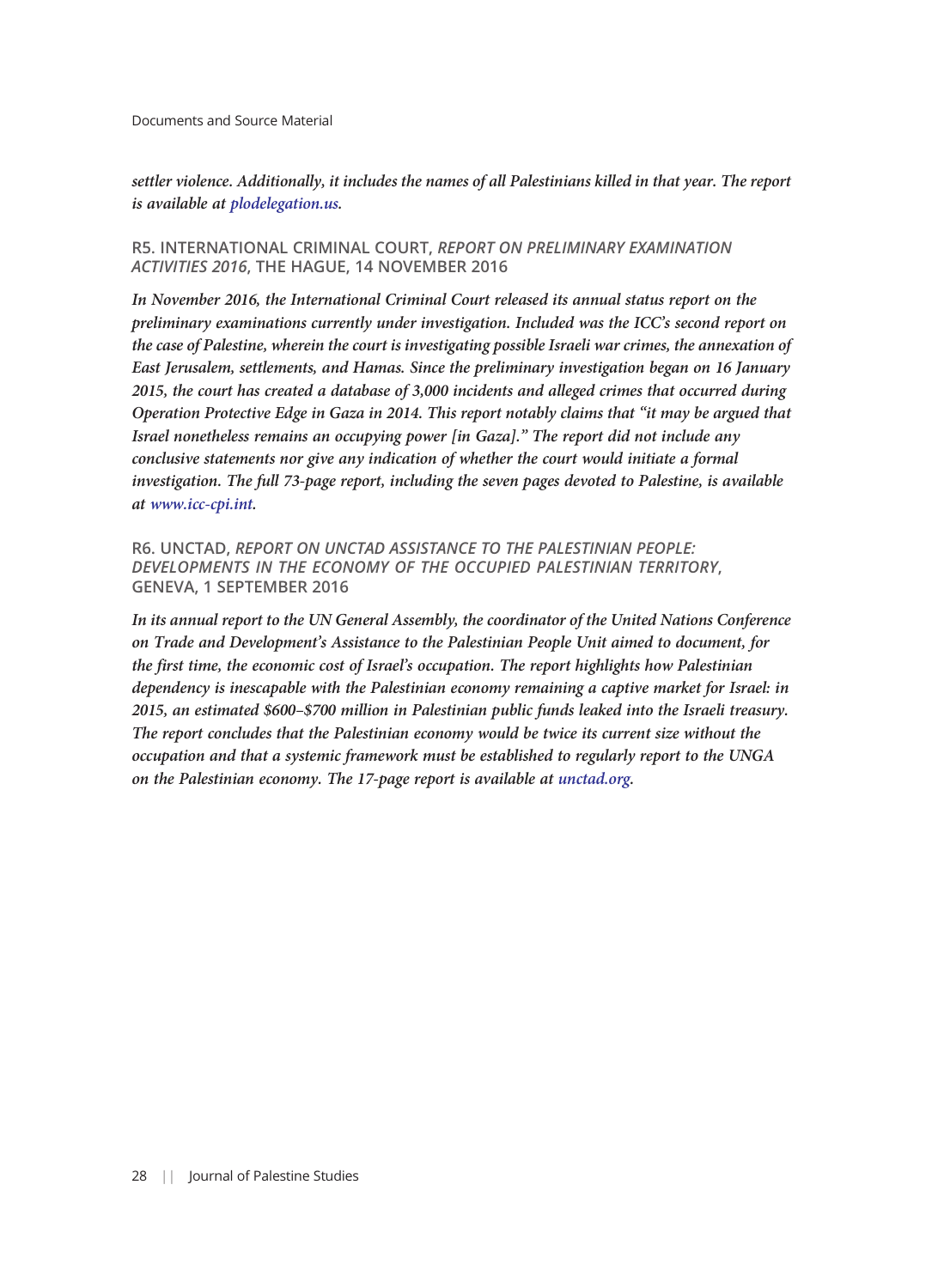*settler violence. Additionally, it includes the names of all Palestinians killed in that year. The report is available at plodelegation.us.*

### R5. INTERNATIONAL CRIMINAL COURT, *REPORT ON PRELIMINARY EXAMINATION ACTIVITIES 2016*, THE HAGUE, 14 NOVEMBER 2016

*In November 2016, the International Criminal Court released its annual status report on the preliminary examinations currently under investigation. Included was the ICC's second report on the case of Palestine, wherein the court is investigating possible Israeli war crimes, the annexation of East Jerusalem, settlements, and Hamas. Since the preliminary investigation began on 16 January 2015, the court has created a database of 3,000 incidents and alleged crimes that occurred during Operation Protective Edge in Gaza in 2014. This report notably claims that "it may be argued that Israel nonetheless remains an occupying power [in Gaza]." The report did not include any conclusive statements nor give any indication of whether the court would initiate a formal investigation. The full 73-page report, including the seven pages devoted to Palestine, is available at www.icc-cpi.int.*

### R6. UNCTAD, *REPORT ON UNCTAD ASSISTANCE TO THE PALESTINIAN PEOPLE: DEVELOPMENTS IN THE ECONOMY OF THE OCCUPIED PALESTINIAN TERRITORY*, GENEVA, 1 SEPTEMBER 2016

*In its annual report to the UN General Assembly, the coordinator of the United Nations Conference on Trade and Development's Assistance to the Palestinian People Unit aimed to document, for the first time, the economic cost of Israel's occupation. The report highlights how Palestinian dependency is inescapable with the Palestinian economy remaining a captive market for Israel: in 2015, an estimated $600–$700 million in Palestinian public funds leaked into the Israeli treasury. The report concludes that the Palestinian economy would be twice its current size without the occupation and that a systemic framework must be established to regularly report to the UNGA on the Palestinian economy. The 17-page report is available at unctad.org.*